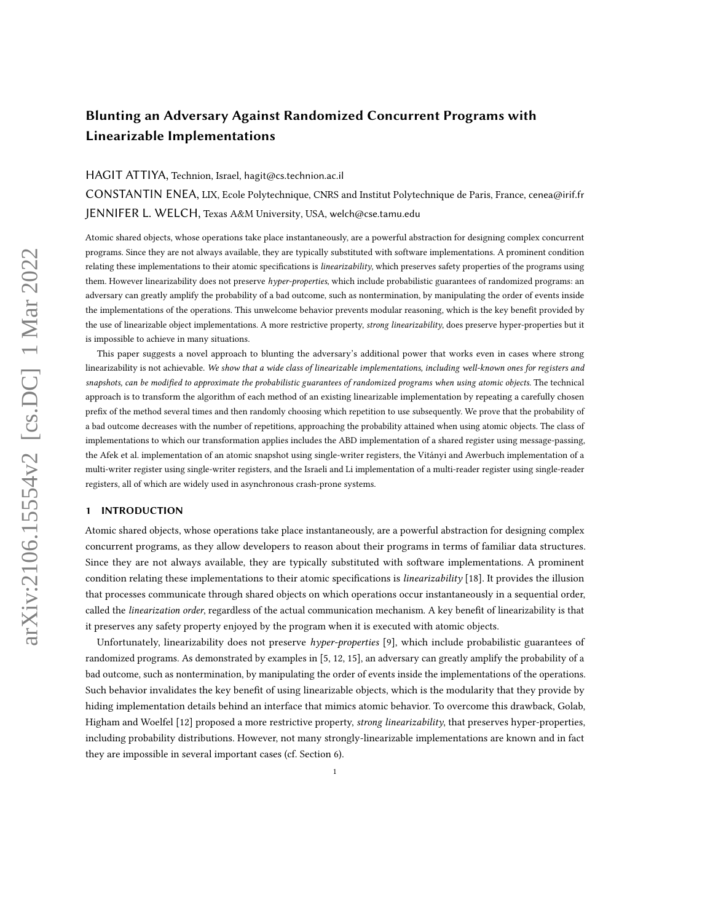# Blunting an Adversary Against Randomized Concurrent Programs with Linearizable Implementations

HAGIT ATTIYA, Technion, Israel, hagit@cs.technion.ac.il

CONSTANTIN ENEA, LIX, Ecole Polytechnique, CNRS and Institut Polytechnique de Paris, France, cenea@irif.fr

JENNIFER L. WELCH, Texas A&M University, USA, welch@cse.tamu.edu

Atomic shared objects, whose operations take place instantaneously, are a powerful abstraction for designing complex concurrent programs. Since they are not always available, they are typically substituted with software implementations. A prominent condition relating these implementations to their atomic specifications is *linearizability*, which preserves safety properties of the programs using them. However linearizability does not preserve *hyper-properties*, which include probabilistic guarantees of randomized programs: an adversary can greatly amplify the probability of a bad outcome, such as nontermination, by manipulating the order of events inside the implementations of the operations. This unwelcome behavior prevents modular reasoning, which is the key benefit provided by the use of linearizable object implementations. A more restrictive property, *strong linearizability*, does preserve hyper-properties but it is impossible to achieve in many situations.

This paper suggests a novel approach to blunting the adversary's additional power that works even in cases where strong linearizability is not achievable. *We show that a wide class of linearizable implementations, including well-known ones for registers and snapshots, can be modified to approximate the probabilistic guarantees of randomized programs when using atomic objects.* The technical approach is to transform the algorithm of each method of an existing linearizable implementation by repeating a carefully chosen prefix of the method several times and then randomly choosing which repetition to use subsequently. We prove that the probability of a bad outcome decreases with the number of repetitions, approaching the probability attained when using atomic objects. The class of implementations to which our transformation applies includes the ABD implementation of a shared register using message-passing, the Afek et al. implementation of an atomic snapshot using single-writer registers, the Vitányi and Awerbuch implementation of a multi-writer register using single-writer registers, and the Israeli and Li implementation of a multi-reader register using single-reader registers, all of which are widely used in asynchronous crash-prone systems.

## 1 INTRODUCTION

Atomic shared objects, whose operations take place instantaneously, are a powerful abstraction for designing complex concurrent programs, as they allow developers to reason about their programs in terms of familiar data structures. Since they are not always available, they are typically substituted with software implementations. A prominent condition relating these implementations to their atomic specifications is *linearizability* [18]. It provides the illusion that processes communicate through shared objects on which operations occur instantaneously in a sequential order, called the *linearization order*, regardless of the actual communication mechanism. A key benefit of linearizability is that it preserves any safety property enjoyed by the program when it is executed with atomic objects.

Unfortunately, linearizability does not preserve *hyper-properties* [9], which include probabilistic guarantees of randomized programs. As demonstrated by examples in [5, 12, 15], an adversary can greatly amplify the probability of a bad outcome, such as nontermination, by manipulating the order of events inside the implementations of the operations. Such behavior invalidates the key benefit of using linearizable objects, which is the modularity that they provide by hiding implementation details behind an interface that mimics atomic behavior. To overcome this drawback, Golab, Higham and Woelfel [12] proposed a more restrictive property, *strong linearizability*, that preserves hyper-properties, including probability distributions. However, not many strongly-linearizable implementations are known and in fact they are impossible in several important cases (cf. Section 6).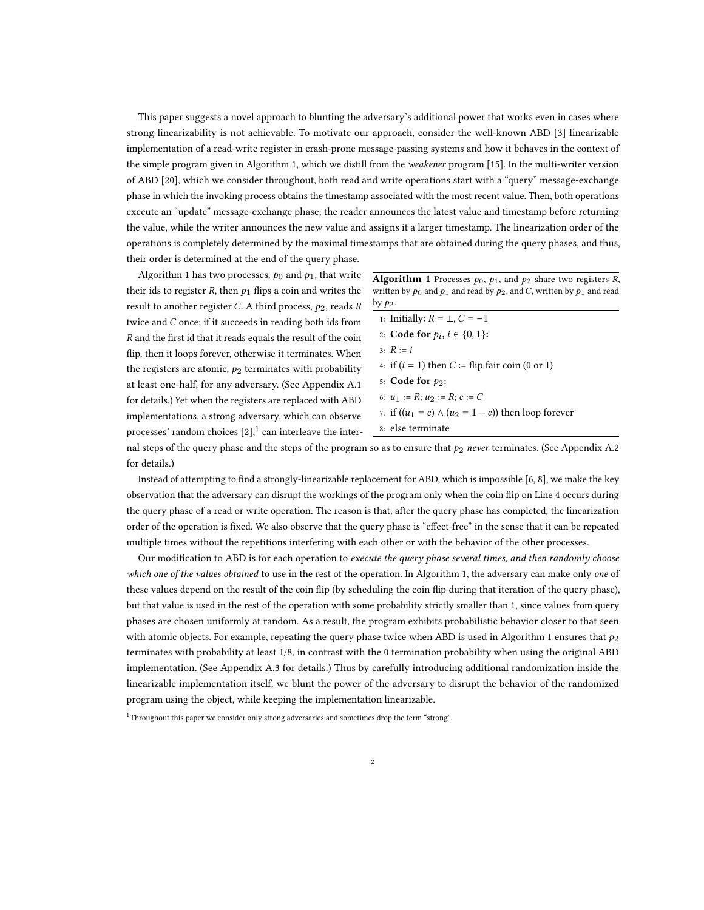This paper suggests a novel approach to blunting the adversary's additional power that works even in cases where strong linearizability is not achievable. To motivate our approach, consider the well-known ABD [3] linearizable implementation of a read-write register in crash-prone message-passing systems and how it behaves in the context of the simple program given in Algorithm 1, which we distill from the *weakener* program [15]. In the multi-writer version of ABD [20], which we consider throughout, both read and write operations start with a "query" message-exchange phase in which the invoking process obtains the timestamp associated with the most recent value. Then, both operations execute an "update" message-exchange phase; the reader announces the latest value and timestamp before returning the value, while the writer announces the new value and assigns it a larger timestamp. The linearization order of the operations is completely determined by the maximal timestamps that are obtained during the query phases, and thus, their order is determined at the end of the query phase.

Algorithm 1 has two processes, $p_0$ and $p_1$, that write their ids to register $R$, then $p_1$ flips a coin and writes the result to another register $C$. A third process, $p_2$, reads $R$ twice and $C$ once; if it succeeds in reading both ids from $R$ and the first id that it reads equals the result of the coin flip, then it loops forever, otherwise it terminates. When the registers are atomic, $p_2$ terminates with probability at least one-half, for any adversary. (See Appendix A.1 for details.) Yet when the registers are replaced with ABD implementations, a strong adversary, which can observe processes' random choices [2],[1] can interleave the internal steps of the query phase and the steps of the program so as to ensure that $p_2$ *never* terminates. (See Appendix A.2 for details.)

**Algorithm 1** Processes $p_0$, $p_1$, and $p_2$ share two registers $R$, written by $p_0$ and $p_1$ and read by $p_2$, and $C$, written by $p_1$ and read by $p_2$.

```
1: Initially: R = ⊥, C = −1
2: Code for p_i, i ∈ {0, 1}:
3: R := i
4: if (i = 1) then C := flip fair coin (0 or 1)
5: Code for p_2:
6: u_1 := R; u_2 := R; c := C
7: if ((u_1 = c) ∧ (u_2 = 1 − c)) then loop forever
8: else terminate
```

Instead of attempting to find a strongly-linearizable replacement for ABD, which is impossible [6, 8], we make the key observation that the adversary can disrupt the workings of the program only when the coin flip on Line 4 occurs during the query phase of a read or write operation. The reason is that, after the query phase has completed, the linearization order of the operation is fixed. We also observe that the query phase is "effect-free" in the sense that it can be repeated multiple times without the repetitions interfering with each other or with the behavior of the other processes.

Our modification to ABD is for each operation to *execute the query phase several times, and then randomly choose which one of the values obtained* to use in the rest of the operation. In Algorithm 1, the adversary can make only *one* of these values depend on the result of the coin flip (by scheduling the coin flip during that iteration of the query phase), but that value is used in the rest of the operation with some probability strictly smaller than 1, since values from query phases are chosen uniformly at random. As a result, the program exhibits probabilistic behavior closer to that seen with atomic objects. For example, repeating the query phase twice when ABD is used in Algorithm 1 ensures that $p_2$ terminates with probability at least 1/8, in contrast with the 0 termination probability when using the original ABD implementation. (See Appendix A.3 for details.) Thus by carefully introducing additional randomization inside the linearizable implementation itself, we blunt the power of the adversary to disrupt the behavior of the randomized program using the object, while keeping the implementation linearizable.

[1]Throughout this paper we consider only strong adversaries and sometimes drop the term "strong".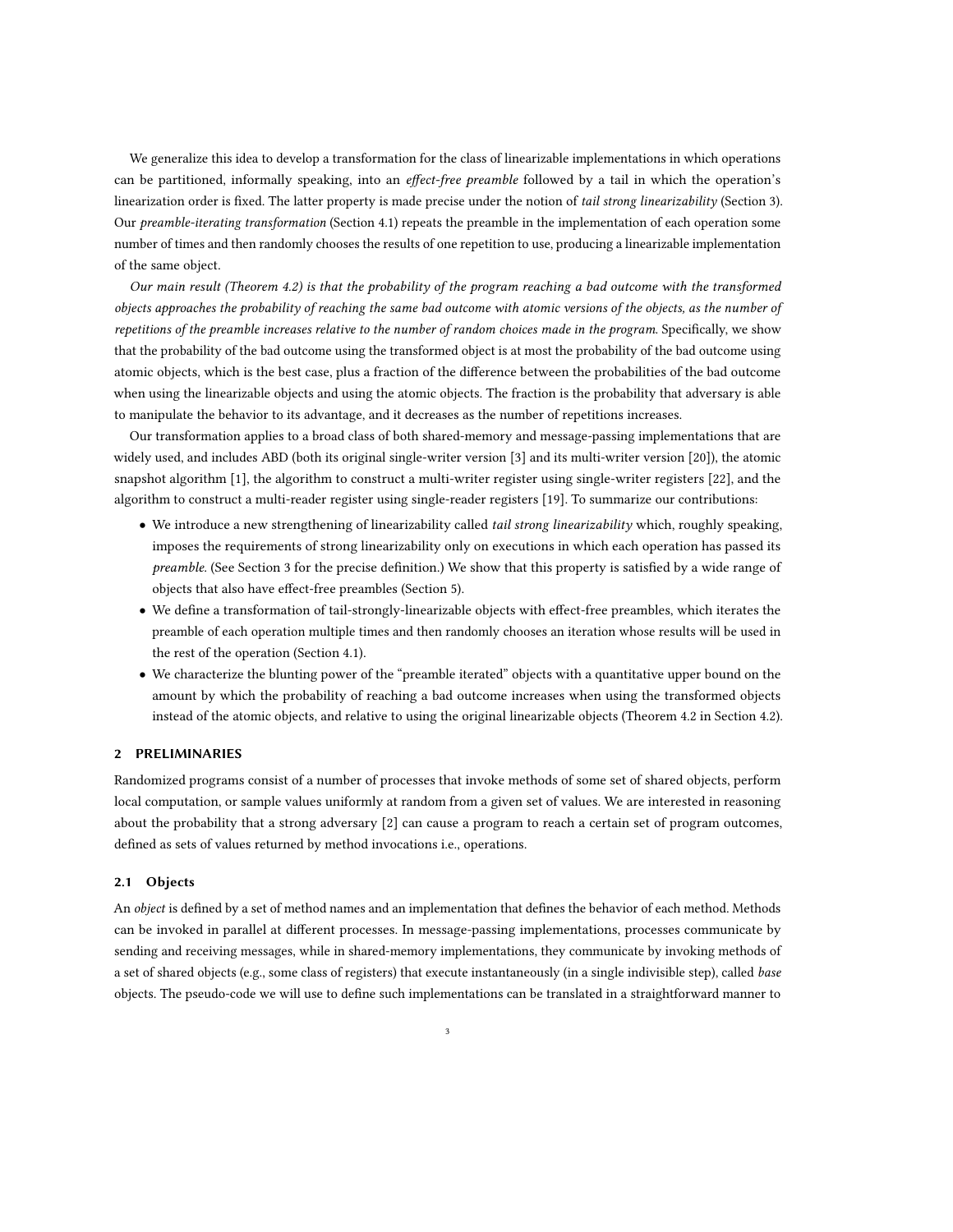We generalize this idea to develop a transformation for the class of linearizable implementations in which operations can be partitioned, informally speaking, into an *effect-free preamble* followed by a tail in which the operation's linearization order is fixed. The latter property is made precise under the notion of *tail strong linearizability* (Section 3). Our *preamble-iterating transformation* (Section 4.1) repeats the preamble in the implementation of each operation some number of times and then randomly chooses the results of one repetition to use, producing a linearizable implementation of the same object.

*Our main result (Theorem 4.2) is that the probability of the program reaching a bad outcome with the transformed objects approaches the probability of reaching the same bad outcome with atomic versions of the objects, as the number of repetitions of the preamble increases relative to the number of random choices made in the program.* Specifically, we show that the probability of the bad outcome using the transformed object is at most the probability of the bad outcome using atomic objects, which is the best case, plus a fraction of the difference between the probabilities of the bad outcome when using the linearizable objects and using the atomic objects. The fraction is the probability that adversary is able to manipulate the behavior to its advantage, and it decreases as the number of repetitions increases.

Our transformation applies to a broad class of both shared-memory and message-passing implementations that are widely used, and includes ABD (both its original single-writer version [3] and its multi-writer version [20]), the atomic snapshot algorithm [1], the algorithm to construct a multi-writer register using single-writer registers [22], and the algorithm to construct a multi-reader register using single-reader registers [19]. To summarize our contributions:

- We introduce a new strengthening of linearizability called *tail strong linearizability* which, roughly speaking, imposes the requirements of strong linearizability only on executions in which each operation has passed its *preamble*. (See Section 3 for the precise definition.) We show that this property is satisfied by a wide range of objects that also have effect-free preambles (Section 5).
- We define a transformation of tail-strongly-linearizable objects with effect-free preambles, which iterates the preamble of each operation multiple times and then randomly chooses an iteration whose results will be used in the rest of the operation (Section 4.1).
- We characterize the blunting power of the "preamble iterated" objects with a quantitative upper bound on the amount by which the probability of reaching a bad outcome increases when using the transformed objects instead of the atomic objects, and relative to using the original linearizable objects (Theorem 4.2 in Section 4.2).

## 2 PRELIMINARIES

Randomized programs consist of a number of processes that invoke methods of some set of shared objects, perform local computation, or sample values uniformly at random from a given set of values. We are interested in reasoning about the probability that a strong adversary [2] can cause a program to reach a certain set of program outcomes, defined as sets of values returned by method invocations i.e., operations.

### 2.1 Objects

An *object* is defined by a set of method names and an implementation that defines the behavior of each method. Methods can be invoked in parallel at different processes. In message-passing implementations, processes communicate by sending and receiving messages, while in shared-memory implementations, they communicate by invoking methods of a set of shared objects (e.g., some class of registers) that execute instantaneously (in a single indivisible step), called *base* objects. The pseudo-code we will use to define such implementations can be translated in a straightforward manner to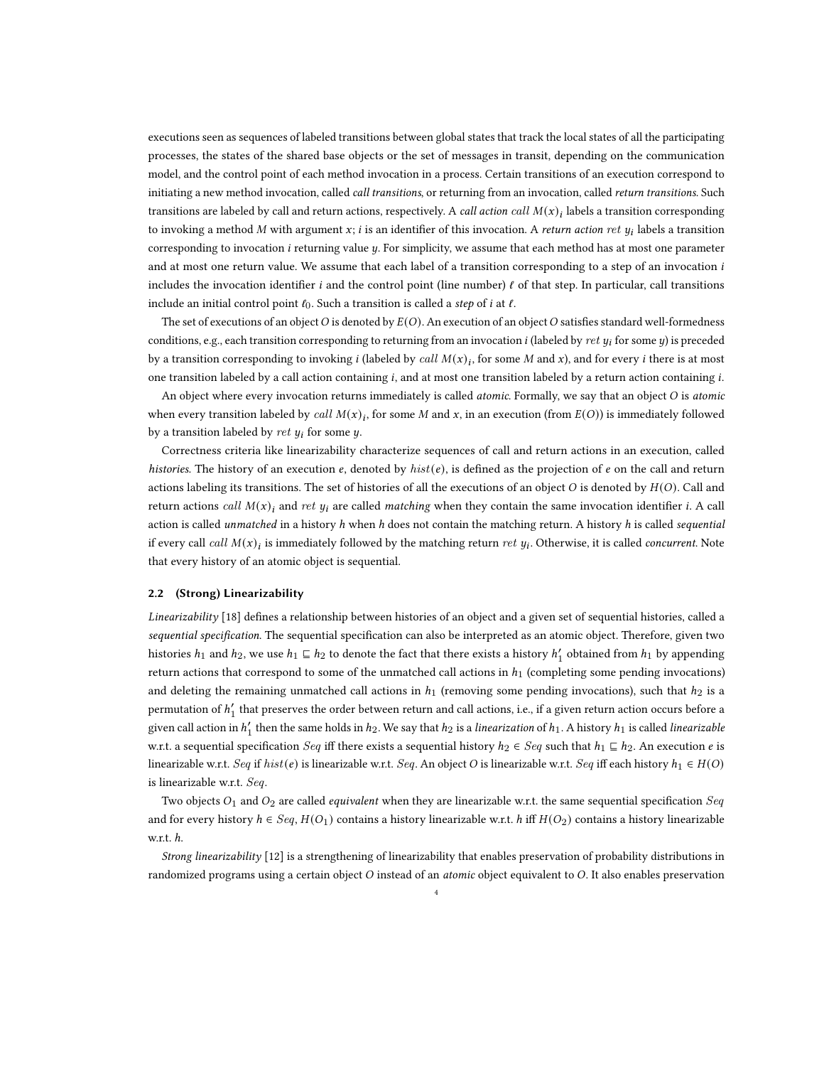executions seen as sequences of labeled transitions between global states that track the local states of all the participating processes, the states of the shared base objects or the set of messages in transit, depending on the communication model, and the control point of each method invocation in a process. Certain transitions of an execution correspond to initiating a new method invocation, called *call transitions*, or returning from an invocation, called *return transitions*. Such transitions are labeled by call and return actions, respectively. A *call action* $call\ M(x)_i$ labels a transition corresponding to invoking a method $M$ with argument $x$; $i$ is an identifier of this invocation. A *return action* $ret\ y_i$ labels a transition corresponding to invocation $i$ returning value $y$. For simplicity, we assume that each method has at most one parameter and at most one return value. We assume that each label of a transition corresponding to a step of an invocation $i$ includes the invocation identifier $i$ and the control point (line number) $\ell$ of that step. In particular, call transitions include an initial control point $\ell_0$. Such a transition is called a *step* of $i$ at $\ell$.

The set of executions of an object $O$ is denoted by $E(O)$. An execution of an object $O$ satisfies standard well-formedness conditions, e.g., each transition corresponding to returning from an invocation $i$ (labeled by $ret\ y_i$ for some $y$) is preceded by a transition corresponding to invoking $i$ (labeled by $call\ M(x)_i$, for some $M$ and $x$), and for every $i$ there is at most one transition labeled by a call action containing $i$, and at most one transition labeled by a return action containing $i$.

An object where every invocation returns immediately is called *atomic*. Formally, we say that an object $O$ is *atomic* when every transition labeled by $call\ M(x)_i$, for some $M$ and $x$, in an execution (from $E(O)$) is immediately followed by a transition labeled by $ret\ y_i$ for some $y$.

Correctness criteria like linearizability characterize sequences of call and return actions in an execution, called *histories*. The history of an execution $e$, denoted by $hist(e)$, is defined as the projection of $e$ on the call and return actions labeling its transitions. The set of histories of all the executions of an object $O$ is denoted by $H(O)$. Call and return actions $call\ M(x)_i$ and $ret\ y_i$ are called *matching* when they contain the same invocation identifier $i$. A call action is called *unmatched* in a history $h$ when $h$ does not contain the matching return. A history $h$ is called *sequential* if every call $call\ M(x)_i$ is immediately followed by the matching return $ret\ y_i$. Otherwise, it is called *concurrent*. Note that every history of an atomic object is sequential.

### 2.2 (Strong) Linearizability

*Linearizability* [18] defines a relationship between histories of an object and a given set of sequential histories, called a *sequential specification*. The sequential specification can also be interpreted as an atomic object. Therefore, given two histories $h_1$ and $h_2$, we use $h_1 \sqsubseteq h_2$ to denote the fact that there exists a history $h_1'$ obtained from $h_1$ by appending return actions that correspond to some of the unmatched call actions in $h_1$ (completing some pending invocations) and deleting the remaining unmatched call actions in $h_1$ (removing some pending invocations), such that $h_2$ is a permutation of $h_1'$ that preserves the order between return and call actions, i.e., if a given return action occurs before a given call action in $h_1'$ then the same holds in $h_2$. We say that $h_2$ is a *linearization* of $h_1$. A history $h_1$ is called *linearizable* w.r.t. a sequential specification $Seq$ iff there exists a sequential history $h_2 \in Seq$ such that $h_1 \sqsubseteq h_2$. An execution $e$ is linearizable w.r.t. $Seq$ if $hist(e)$ is linearizable w.r.t. $Seq$. An object $O$ is linearizable w.r.t. $Seq$ iff each history $h_1 \in H(O)$ is linearizable w.r.t. $Seq$.

Two objects $O_1$ and $O_2$ are called *equivalent* when they are linearizable w.r.t. the same sequential specification $Seq$ and for every history $h \in Seq$, $H(O_1)$ contains a history linearizable w.r.t. $h$ iff $H(O_2)$ contains a history linearizable w.r.t. $h$.

*Strong linearizability* [12] is a strengthening of linearizability that enables preservation of probability distributions in randomized programs using a certain object $O$ instead of an *atomic* object equivalent to $O$. It also enables preservation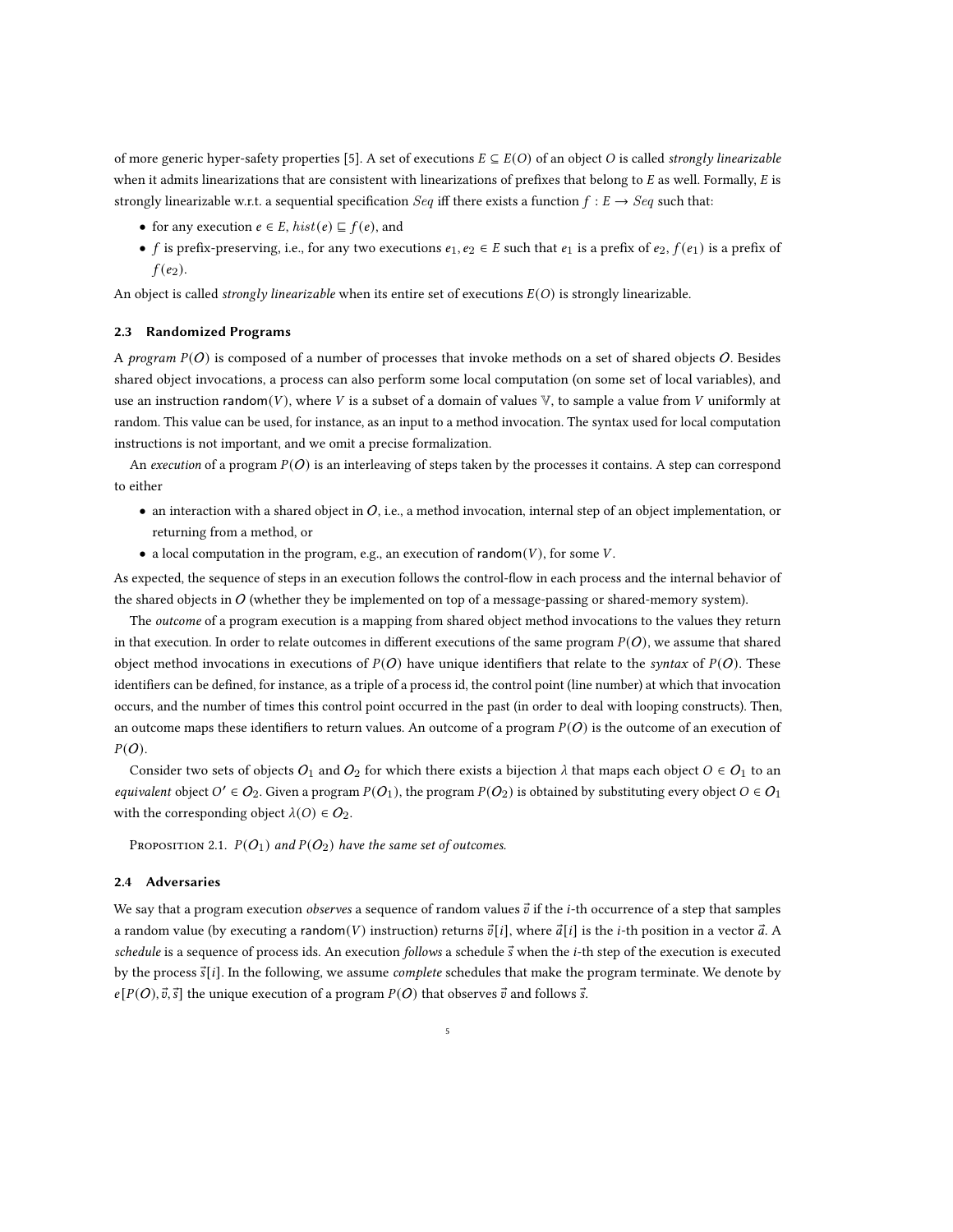of more generic hyper-safety properties [5]. A set of executions $E \subseteq E(O)$ of an object $O$ is called *strongly linearizable* when it admits linearizations that are consistent with linearizations of prefixes that belong to $E$ as well. Formally, $E$ is strongly linearizable w.r.t. a sequential specification $Seq$ iff there exists a function $f : E \to Seq$ such that:

- for any execution $e \in E$, $hist(e) \sqsubseteq f(e)$, and
- $f$ is prefix-preserving, i.e., for any two executions $e_1, e_2 \in E$ such that $e_1$ is a prefix of $e_2$, $f(e_1)$ is a prefix of $f(e_2)$.

An object is called *strongly linearizable* when its entire set of executions $E(O)$ is strongly linearizable.

### 2.3 Randomized Programs

A *program* $P(\mathcal{O})$ is composed of a number of processes that invoke methods on a set of shared objects $\mathcal{O}$. Besides shared object invocations, a process can also perform some local computation (on some set of local variables), and use an instruction $\mathsf{random}(V)$, where $V$ is a subset of a domain of values $\mathbb{V}$, to sample a value from $V$ uniformly at random. This value can be used, for instance, as an input to a method invocation. The syntax used for local computation instructions is not important, and we omit a precise formalization.

An *execution* of a program $P(\mathcal{O})$ is an interleaving of steps taken by the processes it contains. A step can correspond to either

- an interaction with a shared object in $\mathcal{O}$, i.e., a method invocation, internal step of an object implementation, or returning from a method, or
- a local computation in the program, e.g., an execution of $\mathsf{random}(V)$, for some $V$.

As expected, the sequence of steps in an execution follows the control-flow in each process and the internal behavior of the shared objects in $\mathcal{O}$ (whether they be implemented on top of a message-passing or shared-memory system).

The *outcome* of a program execution is a mapping from shared object method invocations to the values they return in that execution. In order to relate outcomes in different executions of the same program $P(\mathcal{O})$, we assume that shared object method invocations in executions of $P(\mathcal{O})$ have unique identifiers that relate to the *syntax* of $P(\mathcal{O})$. These identifiers can be defined, for instance, as a triple of a process id, the control point (line number) at which that invocation occurs, and the number of times this control point occurred in the past (in order to deal with looping constructs). Then, an outcome maps these identifiers to return values. An outcome of a program $P(\mathcal{O})$ is the outcome of an execution of $P(\mathcal{O})$.

Consider two sets of objects $\mathcal{O}_1$ and $\mathcal{O}_2$ for which there exists a bijection $\lambda$ that maps each object $O \in \mathcal{O}_1$ to an *equivalent* object $O' \in \mathcal{O}_2$. Given a program $P(\mathcal{O}_1)$, the program $P(\mathcal{O}_2)$ is obtained by substituting every object $O \in \mathcal{O}_1$ with the corresponding object $\lambda(O) \in \mathcal{O}_2$.

Proposition 2.1. *$P(\mathcal{O}_1)$ and $P(\mathcal{O}_2)$ have the same set of outcomes.*

### 2.4 Adversaries

We say that a program execution *observes* a sequence of random values $\vec{v}$ if the $i$-th occurrence of a step that samples a random value (by executing a $\mathsf{random}(V)$ instruction) returns $\vec{v}[i]$, where $\vec{a}[i]$ is the $i$-th position in a vector $\vec{a}$. A *schedule* is a sequence of process ids. An execution *follows* a schedule $\vec{s}$ when the $i$-th step of the execution is executed by the process $\vec{s}[i]$. In the following, we assume *complete* schedules that make the program terminate. We denote by $e[P(\mathcal{O}), \vec{v}, \vec{s}]$ the unique execution of a program $P(\mathcal{O})$ that observes $\vec{v}$ and follows $\vec{s}$.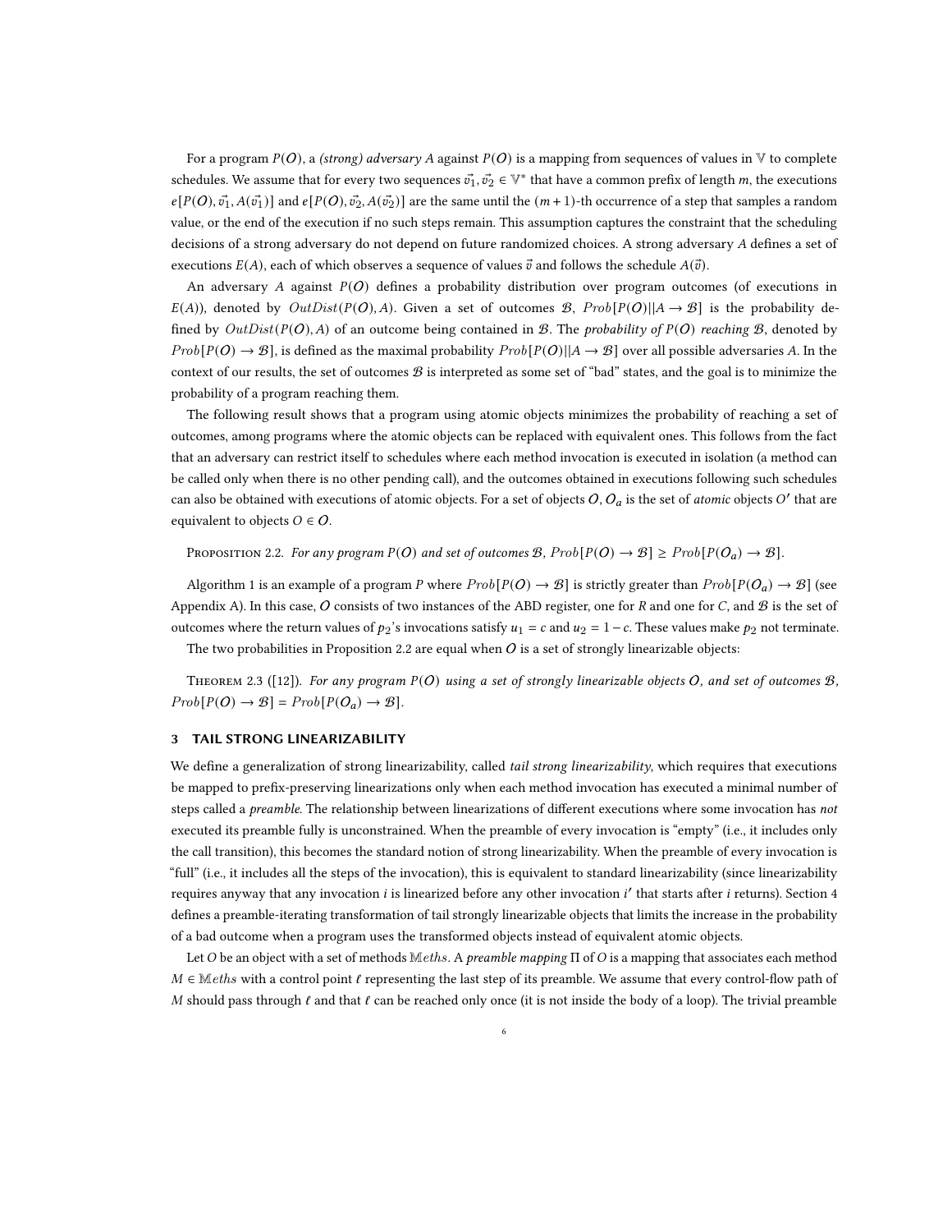For a program $P(O)$, a *(strong) adversary* $A$ against $P(O)$ is a mapping from sequences of values in $\mathbb{V}$ to complete schedules. We assume that for every two sequences $\vec{v_1}, \vec{v_2} \in \mathbb{V}^*$ that have a common prefix of length $m$, the executions $e[P(O), \vec{v_1}, A(\vec{v_1})]$ and $e[P(O), \vec{v_2}, A(\vec{v_2})]$ are the same until the $(m+1)$-th occurrence of a step that samples a random value, or the end of the execution if no such steps remain. This assumption captures the constraint that the scheduling decisions of a strong adversary do not depend on future randomized choices. A strong adversary $A$ defines a set of executions $E(A)$, each of which observes a sequence of values $\vec{v}$ and follows the schedule $A(\vec{v})$.

An adversary $A$ against $P(O)$ defines a probability distribution over program outcomes (of executions in $E(A)$), denoted by $OutDist(P(O), A)$. Given a set of outcomes $\mathcal{B}$, $Prob[P(O)||A \to \mathcal{B}]$ is the probability defined by $OutDist(P(O), A)$ of an outcome being contained in $\mathcal{B}$. The *probability of $P(O)$ reaching $\mathcal{B}$*, denoted by $Prob[P(O) \to \mathcal{B}]$, is defined as the maximal probability $Prob[P(O)||A \to \mathcal{B}]$ over all possible adversaries $A$. In the context of our results, the set of outcomes $\mathcal{B}$ is interpreted as some set of "bad" states, and the goal is to minimize the probability of a program reaching them.

The following result shows that a program using atomic objects minimizes the probability of reaching a set of outcomes, among programs where the atomic objects can be replaced with equivalent ones. This follows from the fact that an adversary can restrict itself to schedules where each method invocation is executed in isolation (a method can be called only when there is no other pending call), and the outcomes obtained in executions following such schedules can also be obtained with executions of atomic objects. For a set of objects $O$, $O_a$ is the set of *atomic* objects $O'$ that are equivalent to objects $O \in O$.

Proposition 2.2. *For any program $P(O)$ and set of outcomes $\mathcal{B}$, $Prob[P(O) \to \mathcal{B}] \geq Prob[P(O_a) \to \mathcal{B}]$.*

Algorithm 1 is an example of a program $P$ where $Prob[P(O) \to \mathcal{B}]$ is strictly greater than $Prob[P(O_a) \to \mathcal{B}]$ (see Appendix A). In this case, $O$ consists of two instances of the ABD register, one for $R$ and one for $C$, and $\mathcal{B}$ is the set of outcomes where the return values of $p_2$'s invocations satisfy $u_1 = c$ and $u_2 = 1 - c$. These values make $p_2$ not terminate.

The two probabilities in Proposition 2.2 are equal when $O$ is a set of strongly linearizable objects:

Theorem 2.3 ([12]). *For any program $P(O)$ using a set of strongly linearizable objects $O$, and set of outcomes $\mathcal{B}$, $Prob[P(O) \to \mathcal{B}] = Prob[P(O_a) \to \mathcal{B}]$.*

## 3 TAIL STRONG LINEARIZABILITY

We define a generalization of strong linearizability, called *tail strong linearizability*, which requires that executions be mapped to prefix-preserving linearizations only when each method invocation has executed a minimal number of steps called a *preamble*. The relationship between linearizations of different executions where some invocation has *not* executed its preamble fully is unconstrained. When the preamble of every invocation is "empty" (i.e., it includes only the call transition), this becomes the standard notion of strong linearizability. When the preamble of every invocation is "full" (i.e., it includes all the steps of the invocation), this is equivalent to standard linearizability (since linearizability requires anyway that any invocation $i$ is linearized before any other invocation $i'$ that starts after $i$ returns). Section 4 defines a preamble-iterating transformation of tail strongly linearizable objects that limits the increase in the probability of a bad outcome when a program uses the transformed objects instead of equivalent atomic objects.

Let $O$ be an object with a set of methods $\mathbb{M}eths$. A *preamble mapping* $\Pi$ of $O$ is a mapping that associates each method $M \in \mathbb{M}eths$ with a control point $\ell$ representing the last step of its preamble. We assume that every control-flow path of $M$ should pass through $\ell$ and that $\ell$ can be reached only once (it is not inside the body of a loop). The trivial preamble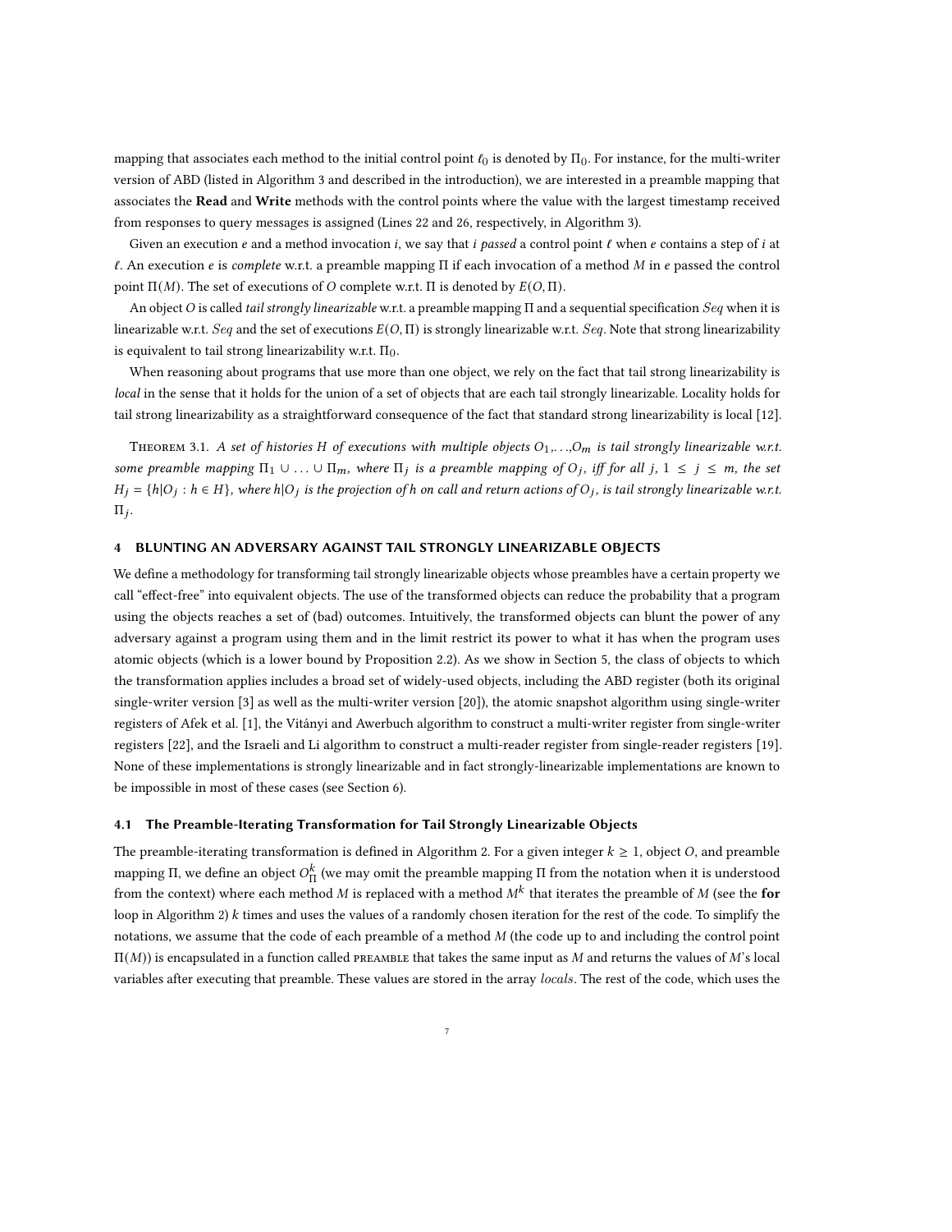mapping that associates each method to the initial control point $\ell_0$ is denoted by $\Pi_0$. For instance, for the multi-writer version of ABD (listed in Algorithm 3 and described in the introduction), we are interested in a preamble mapping that associates the **Read** and **Write** methods with the control points where the value with the largest timestamp received from responses to query messages is assigned (Lines 22 and 26, respectively, in Algorithm 3).

Given an execution $e$ and a method invocation $i$, we say that $i$ *passed* a control point $\ell$ when $e$ contains a step of $i$ at $\ell$. An execution $e$ is *complete* w.r.t. a preamble mapping $\Pi$ if each invocation of a method $M$ in $e$ passed the control point $\Pi(M)$. The set of executions of $O$ complete w.r.t. $\Pi$ is denoted by $E(O, \Pi)$.

An object $O$ is called *tail strongly linearizable* w.r.t. a preamble mapping $\Pi$ and a sequential specification $Seq$ when it is linearizable w.r.t. $Seq$ and the set of executions $E(O, \Pi)$ is strongly linearizable w.r.t. $Seq$. Note that strong linearizability is equivalent to tail strong linearizability w.r.t. $\Pi_0$.

When reasoning about programs that use more than one object, we rely on the fact that tail strong linearizability is *local* in the sense that it holds for the union of a set of objects that are each tail strongly linearizable. Locality holds for tail strong linearizability as a straightforward consequence of the fact that standard strong linearizability is local [12].

Theorem 3.1. *A set of histories $H$ of executions with multiple objects $O_1, \ldots, O_m$ is tail strongly linearizable w.r.t. some preamble mapping $\Pi_1 \cup \ldots \cup \Pi_m$, where $\Pi_j$ is a preamble mapping of $O_j$, iff for all $j$, $1 \leq j \leq m$, the set $H_j = \{h|O_j : h \in H\}$, where $h|O_j$ is the projection of $h$ on call and return actions of $O_j$, is tail strongly linearizable w.r.t. $\Pi_j$.*

## 4 BLUNTING AN ADVERSARY AGAINST TAIL STRONGLY LINEARIZABLE OBJECTS

We define a methodology for transforming tail strongly linearizable objects whose preambles have a certain property we call "effect-free" into equivalent objects. The use of the transformed objects can reduce the probability that a program using the objects reaches a set of (bad) outcomes. Intuitively, the transformed objects can blunt the power of any adversary against a program using them and in the limit restrict its power to what it has when the program uses atomic objects (which is a lower bound by Proposition 2.2). As we show in Section 5, the class of objects to which the transformation applies includes a broad set of widely-used objects, including the ABD register (both its original single-writer version [3] as well as the multi-writer version [20]), the atomic snapshot algorithm using single-writer registers of Afek et al. [1], the Vitányi and Awerbuch algorithm to construct a multi-writer register from single-writer registers [22], and the Israeli and Li algorithm to construct a multi-reader register from single-reader registers [19]. None of these implementations is strongly linearizable and in fact strongly-linearizable implementations are known to be impossible in most of these cases (see Section 6).

### 4.1 The Preamble-Iterating Transformation for Tail Strongly Linearizable Objects

The preamble-iterating transformation is defined in Algorithm 2. For a given integer $k \geq 1$, object $O$, and preamble mapping $\Pi$, we define an object $O^k_\Pi$ (we may omit the preamble mapping $\Pi$ from the notation when it is understood from the context) where each method $M$ is replaced with a method $M^k$ that iterates the preamble of $M$ (see the **for** loop in Algorithm 2) $k$ times and uses the values of a randomly chosen iteration for the rest of the code. To simplify the notations, we assume that the code of each preamble of a method $M$ (the code up to and including the control point $\Pi(M)$) is encapsulated in a function called PREAMBLE that takes the same input as $M$ and returns the values of $M$'s local variables after executing that preamble. These values are stored in the array $locals$. The rest of the code, which uses the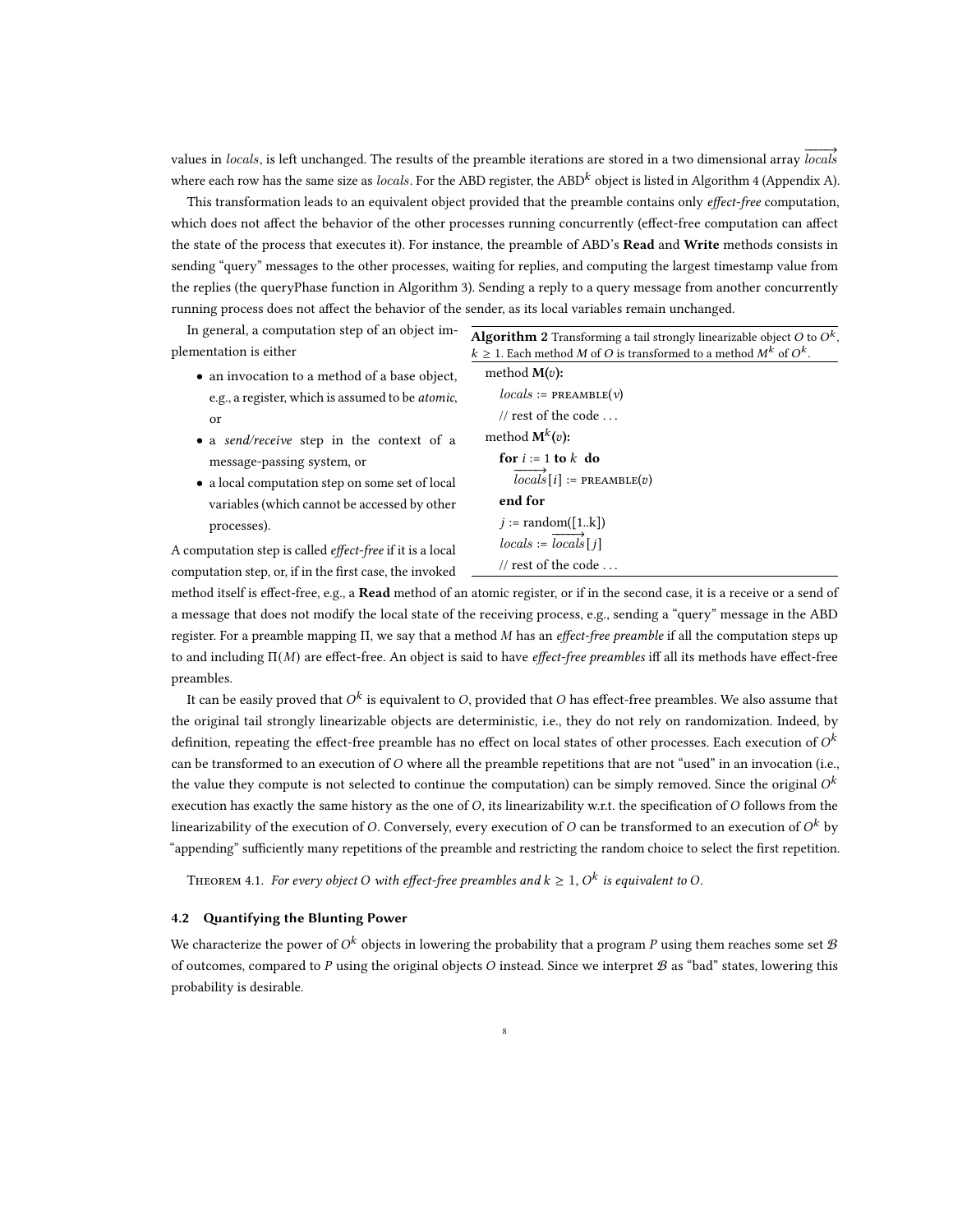values in *locals*, is left unchanged. The results of the preamble iterations are stored in a two dimensional array $\overrightarrow{locals}$ where each row has the same size as *locals*. For the ABD register, the $\text{ABD}^k$ object is listed in Algorithm 4 (Appendix A).

This transformation leads to an equivalent object provided that the preamble contains only *effect-free* computation, which does not affect the behavior of the other processes running concurrently (effect-free computation can affect the state of the process that executes it). For instance, the preamble of ABD's **Read** and **Write** methods consists in sending "query" messages to the other processes, waiting for replies, and computing the largest timestamp value from the replies (the queryPhase function in Algorithm 3). Sending a reply to a query message from another concurrently running process does not affect the behavior of the sender, as its local variables remain unchanged.

**Algorithm 2** Transforming a tail strongly linearizable object $O$ to $O^k$, $k \geq 1$. Each method $M$ of $O$ is transformed to a method $M^k$ of $O^k$.

```
method M(v):
    locals := PREAMBLE(v)
    // rest of the code ...
method M^k(v):
    for i := 1 to k do
        locals→[i] := PREAMBLE(v)
    end for
    j := random([1..k])
    locals := locals→[j]
    // rest of the code ...
```

In general, a computation step of an object implementation is either

- an invocation to a method of a base object, e.g., a register, which is assumed to be *atomic*, or
- a *send/receive* step in the context of a message-passing system, or
- a local computation step on some set of local variables (which cannot be accessed by other processes).

A computation step is called *effect-free* if it is a local computation step, or, if in the first case, the invoked method itself is effect-free, e.g., a **Read** method of an atomic register, or if in the second case, it is a receive or a send of a message that does not modify the local state of the receiving process, e.g., sending a "query" message in the ABD register. For a preamble mapping $\Pi$, we say that a method $M$ has an *effect-free preamble* if all the computation steps up to and including $\Pi(M)$ are effect-free. An object is said to have *effect-free preambles* iff all its methods have effect-free preambles.

It can be easily proved that $O^k$ is equivalent to $O$, provided that $O$ has effect-free preambles. We also assume that the original tail strongly linearizable objects are deterministic, i.e., they do not rely on randomization. Indeed, by definition, repeating the effect-free preamble has no effect on local states of other processes. Each execution of $O^k$ can be transformed to an execution of $O$ where all the preamble repetitions that are not "used" in an invocation (i.e., the value they compute is not selected to continue the computation) can be simply removed. Since the original $O^k$ execution has exactly the same history as the one of $O$, its linearizability w.r.t. the specification of $O$ follows from the linearizability of the execution of $O$. Conversely, every execution of $O$ can be transformed to an execution of $O^k$ by "appending" sufficiently many repetitions of the preamble and restricting the random choice to select the first repetition.

Theorem 4.1. *For every object $O$ with effect-free preambles and $k \geq 1$, $O^k$ is equivalent to $O$.*

### 4.2 Quantifying the Blunting Power

We characterize the power of $O^k$ objects in lowering the probability that a program $P$ using them reaches some set $\mathcal{B}$ of outcomes, compared to $P$ using the original objects $O$ instead. Since we interpret $\mathcal{B}$ as "bad" states, lowering this probability is desirable.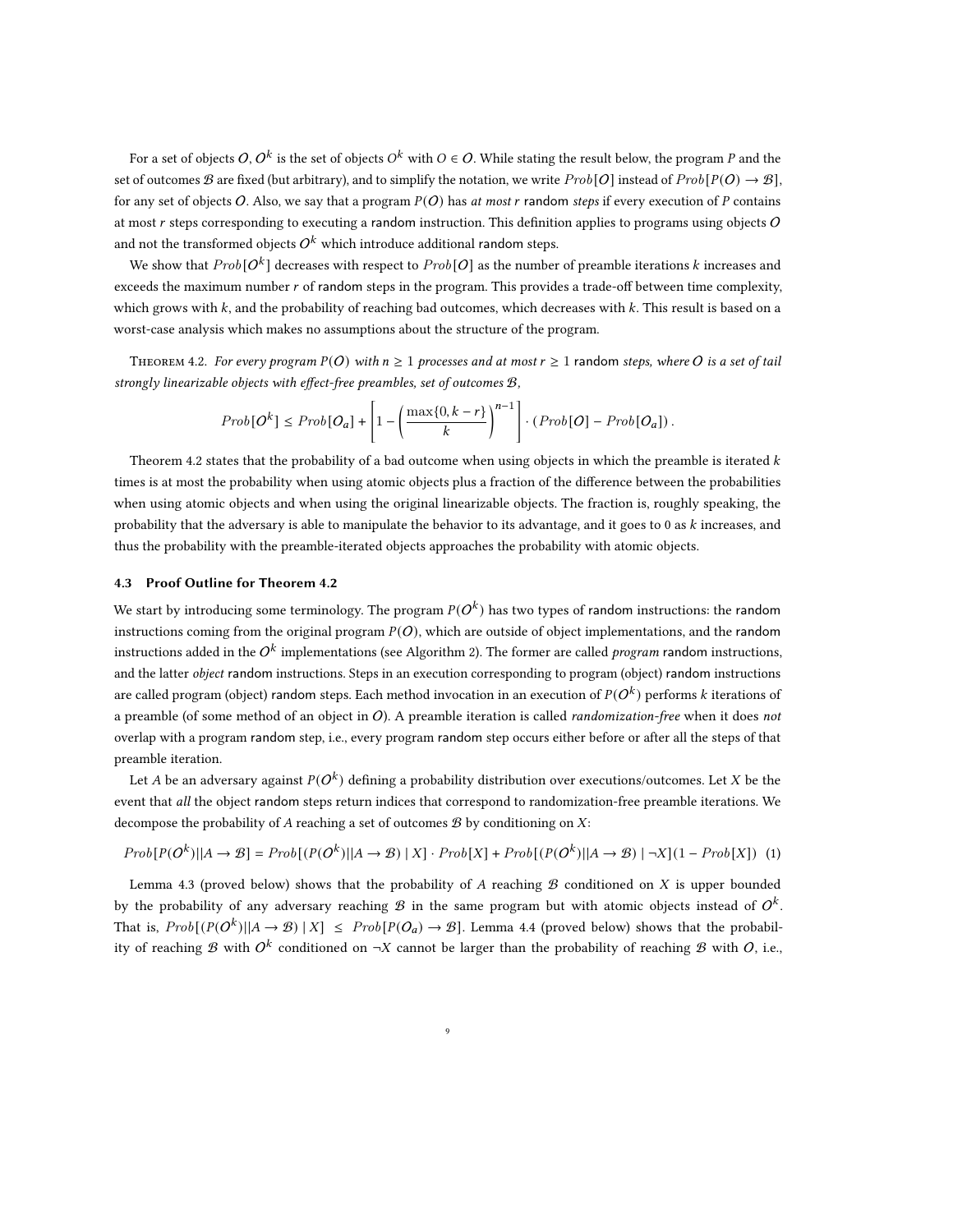For a set of objects $\mathcal{O}$, $\mathcal{O}^k$ is the set of objects $O^k$ with $O \in \mathcal{O}$. While stating the result below, the program $P$ and the set of outcomes $\mathcal{B}$ are fixed (but arbitrary), and to simplify the notation, we write $Prob[\mathcal{O}]$ instead of $Prob[P(\mathcal{O}) \to \mathcal{B}]$, for any set of objects $\mathcal{O}$. Also, we say that a program $P(\mathcal{O})$ has *at most r* random *steps* if every execution of $P$ contains at most $r$ steps corresponding to executing a random instruction. This definition applies to programs using objects $\mathcal{O}$ and not the transformed objects $\mathcal{O}^k$ which introduce additional random steps.

We show that $Prob[\mathcal{O}^k]$ decreases with respect to $Prob[\mathcal{O}]$ as the number of preamble iterations $k$ increases and exceeds the maximum number $r$ of random steps in the program. This provides a trade-off between time complexity, which grows with $k$, and the probability of reaching bad outcomes, which decreases with $k$. This result is based on a worst-case analysis which makes no assumptions about the structure of the program.

Theorem 4.2. *For every program $P(\mathcal{O})$ with $n \geq 1$ processes and at most $r \geq 1$* random *steps, where $\mathcal{O}$ is a set of tail strongly linearizable objects with effect-free preambles, set of outcomes $\mathcal{B}$,*

$$Prob[\mathcal{O}^k] \leq Prob[\mathcal{O}_a] + \left[1 - \left(\frac{\max\{0, k-r\}}{k}\right)^{n-1}\right] \cdot (Prob[\mathcal{O}] - Prob[\mathcal{O}_a]).$$

Theorem 4.2 states that the probability of a bad outcome when using objects in which the preamble is iterated $k$ times is at most the probability when using atomic objects plus a fraction of the difference between the probabilities when using atomic objects and when using the original linearizable objects. The fraction is, roughly speaking, the probability that the adversary is able to manipulate the behavior to its advantage, and it goes to 0 as $k$ increases, and thus the probability with the preamble-iterated objects approaches the probability with atomic objects.

### 4.3 Proof Outline for Theorem 4.2

We start by introducing some terminology. The program $P(\mathcal{O}^k)$ has two types of random instructions: the random instructions coming from the original program $P(\mathcal{O})$, which are outside of object implementations, and the random instructions added in the $\mathcal{O}^k$ implementations (see Algorithm 2). The former are called *program* random instructions, and the latter *object* random instructions. Steps in an execution corresponding to program (object) random instructions are called program (object) random steps. Each method invocation in an execution of $P(\mathcal{O}^k)$ performs $k$ iterations of a preamble (of some method of an object in $\mathcal{O}$). A preamble iteration is called *randomization-free* when it does *not* overlap with a program random step, i.e., every program random step occurs either before or after all the steps of that preamble iteration.

Let $A$ be an adversary against $P(\mathcal{O}^k)$ defining a probability distribution over executions/outcomes. Let $X$ be the event that *all* the object random steps return indices that correspond to randomization-free preamble iterations. We decompose the probability of $A$ reaching a set of outcomes $\mathcal{B}$ by conditioning on $X$:

$$Prob[P(\mathcal{O}^k)||A \to \mathcal{B}] = Prob[(P(\mathcal{O}^k)||A \to \mathcal{B}) \mid X] \cdot Prob[X] + Prob[(P(\mathcal{O}^k)||A \to \mathcal{B}) \mid \neg X](1 - Prob[X]) \quad (1)$$

Lemma 4.3 (proved below) shows that the probability of $A$ reaching $\mathcal{B}$ conditioned on $X$ is upper bounded by the probability of any adversary reaching $\mathcal{B}$ in the same program but with atomic objects instead of $\mathcal{O}^k$. That is, $Prob[(P(\mathcal{O}^k)||A \to \mathcal{B}) \mid X] \leq Prob[P(\mathcal{O}_a) \to \mathcal{B}]$. Lemma 4.4 (proved below) shows that the probability of reaching $\mathcal{B}$ with $\mathcal{O}^k$ conditioned on $\neg X$ cannot be larger than the probability of reaching $\mathcal{B}$ with $\mathcal{O}$, i.e.,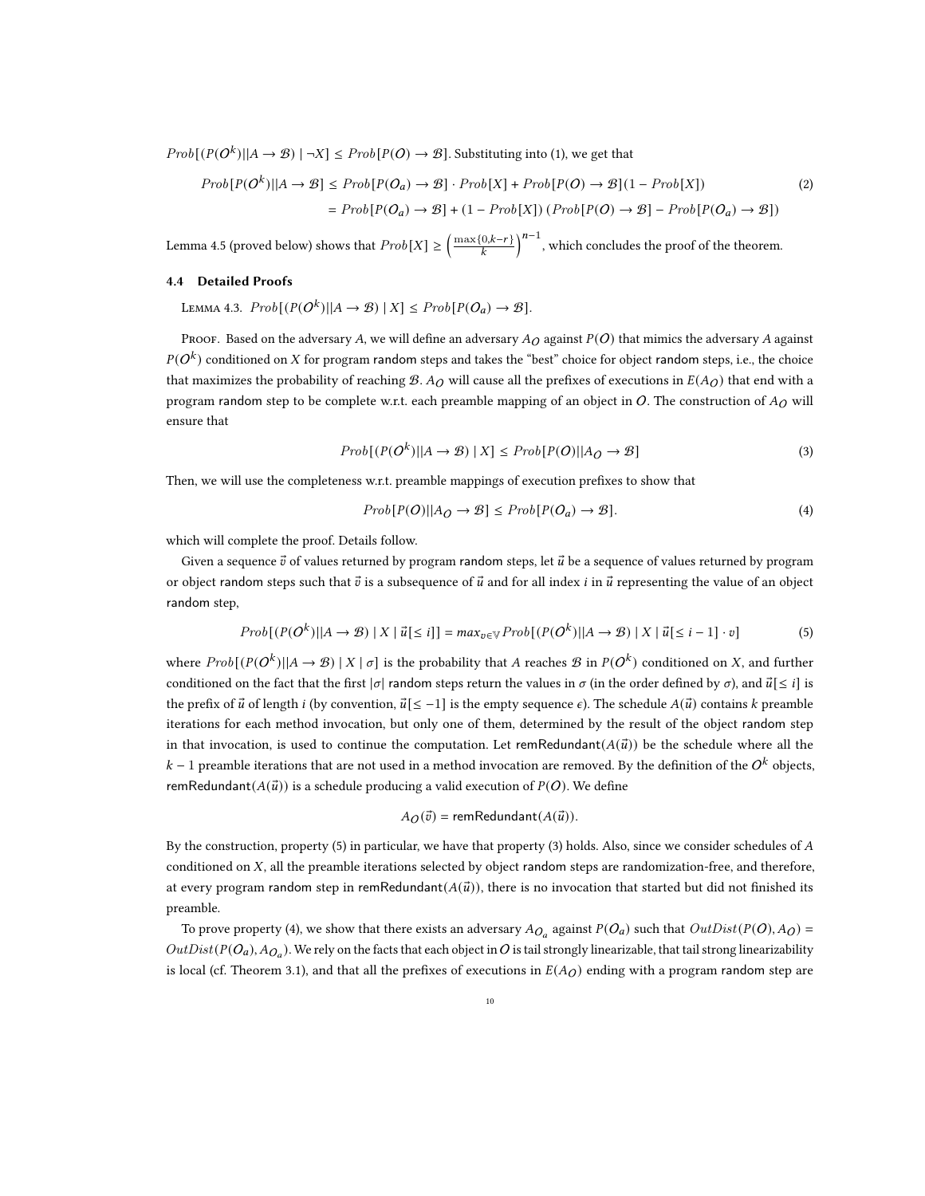$Prob[(P(O^k)||A \to \mathcal{B}) \mid \neg X] \leq Prob[P(O) \to \mathcal{B}]$. Substituting into (1), we get that

$$
\begin{aligned}
Prob[P(O^k)||A \to \mathcal{B}] &\leq Prob[P(O_a) \to \mathcal{B}] \cdot Prob[X] + Prob[P(O) \to \mathcal{B}](1 - Prob[X]) \\
&= Prob[P(O_a) \to \mathcal{B}] + (1 - Prob[X])\,(Prob[P(O) \to \mathcal{B}] - Prob[P(O_a) \to \mathcal{B}])
\end{aligned}
\tag{2}
$$

Lemma 4.5 (proved below) shows that $Prob[X] \geq \left(\frac{\max\{0, k-r\}}{k}\right)^{n-1}$, which concludes the proof of the theorem.

### 4.4 Detailed Proofs

Lemma 4.3. $Prob[(P(O^k)||A \to \mathcal{B}) \mid X] \leq Prob[P(O_a) \to \mathcal{B}]$.

Proof. Based on the adversary $A$, we will define an adversary $A_O$ against $P(O)$ that mimics the adversary $A$ against $P(O^k)$ conditioned on $X$ for program random steps and takes the "best" choice for object random steps, i.e., the choice that maximizes the probability of reaching $\mathcal{B}$. $A_O$ will cause all the prefixes of executions in $E(A_O)$ that end with a program random step to be complete w.r.t. each preamble mapping of an object in $O$. The construction of $A_O$ will ensure that

$$
Prob[(P(O^k)||A \to \mathcal{B}) \mid X] \leq Prob[P(O)||A_O \to \mathcal{B}] \tag{3}
$$

Then, we will use the completeness w.r.t. preamble mappings of execution prefixes to show that

$$
Prob[P(O)||A_O \to \mathcal{B}] \leq Prob[P(O_a) \to \mathcal{B}]. \tag{4}
$$

which will complete the proof. Details follow.

Given a sequence $\vec{v}$ of values returned by program random steps, let $\vec{u}$ be a sequence of values returned by program or object random steps such that $\vec{v}$ is a subsequence of $\vec{u}$ and for all index $i$ in $\vec{u}$ representing the value of an object random step,

$$
Prob[(P(O^k)||A \to \mathcal{B}) \mid X \mid \vec{u}[\leq i]] = max_{v \in \mathbb{V}} Prob[(P(O^k)||A \to \mathcal{B}) \mid X \mid \vec{u}[\leq i-1] \cdot v] \tag{5}
$$

where $Prob[(P(O^k)||A \to \mathcal{B}) \mid X \mid \sigma]$ is the probability that $A$ reaches $\mathcal{B}$ in $P(O^k)$ conditioned on $X$, and further conditioned on the fact that the first $|\sigma|$ random steps return the values in $\sigma$ (in the order defined by $\sigma$), and $\vec{u}[\leq i]$ is the prefix of $\vec{u}$ of length $i$ (by convention, $\vec{u}[\leq -1]$ is the empty sequence $\epsilon$). The schedule $A(\vec{u})$ contains $k$ preamble iterations for each method invocation, but only one of them, determined by the result of the object random step in that invocation, is used to continue the computation. Let remRedundant$(A(\vec{u}))$ be the schedule where all the $k-1$ preamble iterations that are not used in a method invocation are removed. By the definition of the $O^k$ objects, remRedundant$(A(\vec{u}))$ is a schedule producing a valid execution of $P(O)$. We define

$$
A_O(\vec{v}) = \text{remRedundant}(A(\vec{u})).
$$

By the construction, property (5) in particular, we have that property (3) holds. Also, since we consider schedules of $A$ conditioned on $X$, all the preamble iterations selected by object random steps are randomization-free, and therefore, at every program random step in remRedundant$(A(\vec{u}))$, there is no invocation that started but did not finished its preamble.

To prove property (4), we show that there exists an adversary $A_{O_a}$ against $P(O_a)$ such that $OutDist(P(O), A_O) = OutDist(P(O_a), A_{O_a})$. We rely on the facts that each object in $O$ is tail strongly linearizable, that tail strong linearizability is local (cf. Theorem 3.1), and that all the prefixes of executions in $E(A_O)$ ending with a program random step are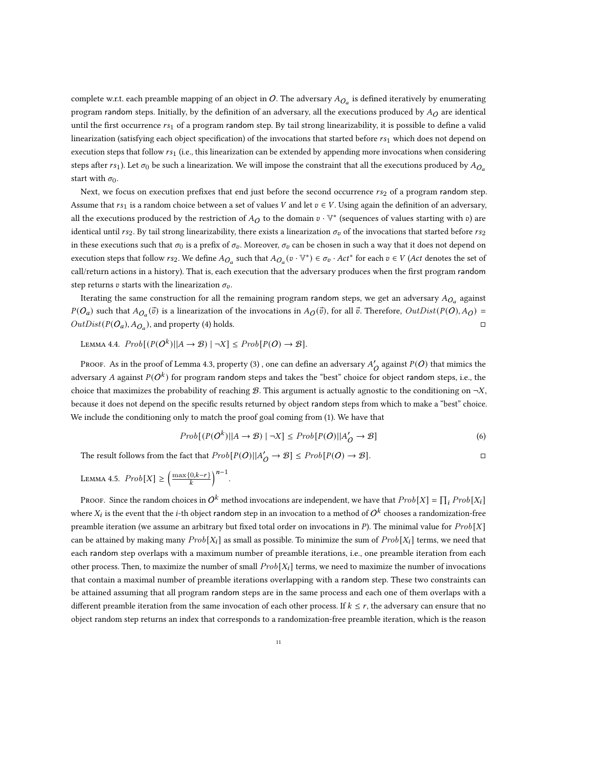complete w.r.t. each preamble mapping of an object in $O$. The adversary $A_{O_a}$ is defined iteratively by enumerating program random steps. Initially, by the definition of an adversary, all the executions produced by $A_O$ are identical until the first occurrence $rs_1$ of a program random step. By tail strong linearizability, it is possible to define a valid linearization (satisfying each object specification) of the invocations that started before $rs_1$ which does not depend on execution steps that follow $rs_1$ (i.e., this linearization can be extended by appending more invocations when considering steps after $rs_1$). Let $\sigma_0$ be such a linearization. We will impose the constraint that all the executions produced by $A_{O_a}$ start with $\sigma_0$.

Next, we focus on execution prefixes that end just before the second occurrence $rs_2$ of a program random step. Assume that $rs_1$ is a random choice between a set of values $V$ and let $v \in V$. Using again the definition of an adversary, all the executions produced by the restriction of $A_O$ to the domain $v \cdot \mathbb{V}^*$ (sequences of values starting with $v$) are identical until $rs_2$. By tail strong linearizability, there exists a linearization $\sigma_v$ of the invocations that started before $rs_2$ in these executions such that $\sigma_0$ is a prefix of $\sigma_v$. Moreover, $\sigma_v$ can be chosen in such a way that it does not depend on execution steps that follow $rs_2$. We define $A_{O_a}$ such that $A_{O_a}(v \cdot \mathbb{V}^*) \in \sigma_v \cdot Act^*$ for each $v \in V$ ($Act$ denotes the set of call/return actions in a history). That is, each execution that the adversary produces when the first program random step returns $v$ starts with the linearization $\sigma_v$.

Iterating the same construction for all the remaining program random steps, we get an adversary $A_{O_a}$ against $P(O_a)$ such that $A_{O_a}(\vec{v})$ is a linearization of the invocations in $A_O(\vec{v})$, for all $\vec{v}$. Therefore, $OutDist(P(O), A_O) = OutDist(P(O_a), A_{O_a})$, and property (4) holds. □

Lemma 4.4. $Prob[(P(O^k)||A \to \mathcal{B}) \mid \neg X] \leq Prob[P(O) \to \mathcal{B}]$.

Proof. As in the proof of Lemma 4.3, property (3) , one can define an adversary $A'_O$ against $P(O)$ that mimics the adversary $A$ against $P(O^k)$ for program random steps and takes the "best" choice for object random steps, i.e., the choice that maximizes the probability of reaching $\mathcal{B}$. This argument is actually agnostic to the conditioning on $\neg X$, because it does not depend on the specific results returned by object random steps from which to make a "best" choice. We include the conditioning only to match the proof goal coming from (1). We have that

$$Prob[(P(O^k)||A \to \mathcal{B}) \mid \neg X] \leq Prob[P(O)||A'_O \to \mathcal{B}] \tag{6}$$

The result follows from the fact that $Prob[P(O)||A'_O \to \mathcal{B}] \leq Prob[P(O) \to \mathcal{B}]$. □

Lemma 4.5. $Prob[X] \geq \left(\frac{\max\{0, k-r\}}{k}\right)^{n-1}$.

Proof. Since the random choices in $O^k$ method invocations are independent, we have that $Prob[X] = \prod_i Prob[X_i]$ where $X_i$ is the event that the $i$-th object random step in an invocation to a method of $O^k$ chooses a randomization-free preamble iteration (we assume an arbitrary but fixed total order on invocations in $P$). The minimal value for $Prob[X]$ can be attained by making many $Prob[X_i]$ as small as possible. To minimize the sum of $Prob[X_i]$ terms, we need that each random step overlaps with a maximum number of preamble iterations, i.e., one preamble iteration from each other process. Then, to maximize the number of small $Prob[X_i]$ terms, we need to maximize the number of invocations that contain a maximal number of preamble iterations overlapping with a random step. These two constraints can be attained assuming that all program random steps are in the same process and each one of them overlaps with a different preamble iteration from the same invocation of each other process. If $k \leq r$, the adversary can ensure that no object random step returns an index that corresponds to a randomization-free preamble iteration, which is the reason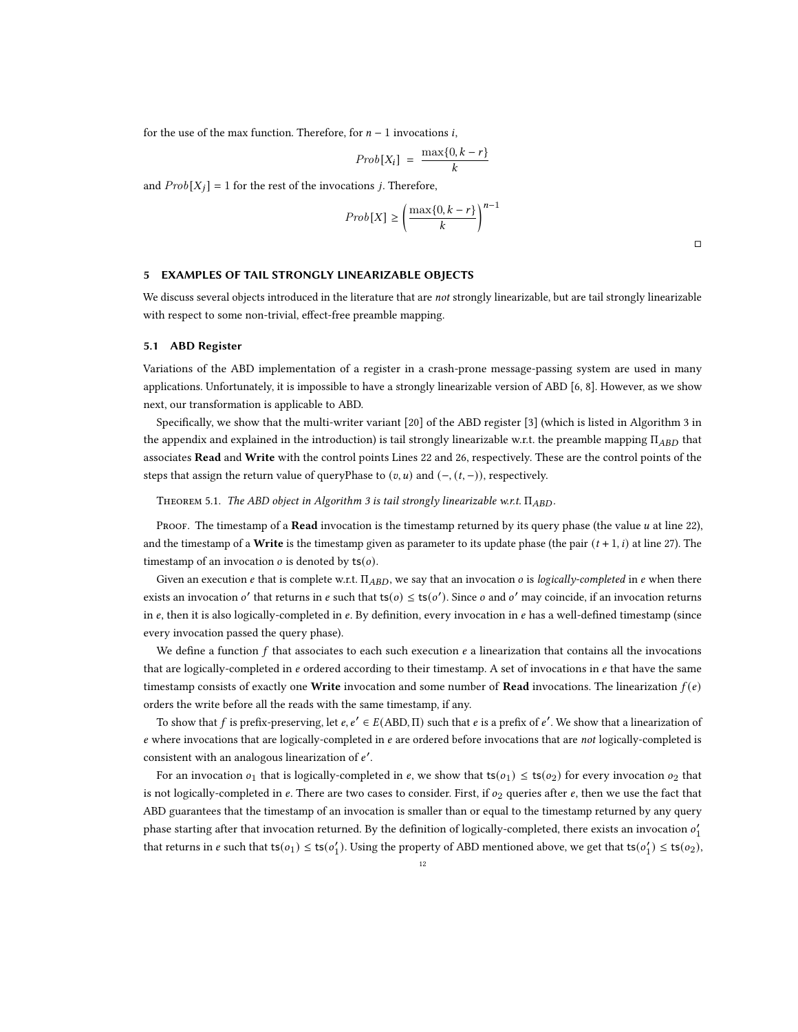for the use of the max function. Therefore, for $n-1$ invocations $i$,

$$Prob[X_i] \;=\; \frac{\max\{0, k-r\}}{k}$$

and $Prob[X_j] = 1$ for the rest of the invocations $j$. Therefore,

$$Prob[X] \geq \left(\frac{\max\{0, k-r\}}{k}\right)^{n-1}$$

□

## 5 EXAMPLES OF TAIL STRONGLY LINEARIZABLE OBJECTS

We discuss several objects introduced in the literature that are *not* strongly linearizable, but are tail strongly linearizable with respect to some non-trivial, effect-free preamble mapping.

### 5.1 ABD Register

Variations of the ABD implementation of a register in a crash-prone message-passing system are used in many applications. Unfortunately, it is impossible to have a strongly linearizable version of ABD [6, 8]. However, as we show next, our transformation is applicable to ABD.

Specifically, we show that the multi-writer variant [20] of the ABD register [3] (which is listed in Algorithm 3 in the appendix and explained in the introduction) is tail strongly linearizable w.r.t. the preamble mapping $\Pi_{ABD}$ that associates **Read** and **Write** with the control points Lines 22 and 26, respectively. These are the control points of the steps that assign the return value of queryPhase to $(v, u)$ and $(-, (t, -))$, respectively.

Theorem 5.1. *The ABD object in Algorithm 3 is tail strongly linearizable w.r.t.* $\Pi_{ABD}$.

Proof. The timestamp of a **Read** invocation is the timestamp returned by its query phase (the value $u$ at line 22), and the timestamp of a **Write** is the timestamp given as parameter to its update phase (the pair $(t+1, i)$ at line 27). The timestamp of an invocation $o$ is denoted by $\mathsf{ts}(o)$.

Given an execution $e$ that is complete w.r.t. $\Pi_{ABD}$, we say that an invocation $o$ is *logically-completed* in $e$ when there exists an invocation $o'$ that returns in $e$ such that $\mathsf{ts}(o) \leq \mathsf{ts}(o')$. Since $o$ and $o'$ may coincide, if an invocation returns in $e$, then it is also logically-completed in $e$. By definition, every invocation in $e$ has a well-defined timestamp (since every invocation passed the query phase).

We define a function $f$ that associates to each such execution $e$ a linearization that contains all the invocations that are logically-completed in $e$ ordered according to their timestamp. A set of invocations in $e$ that have the same timestamp consists of exactly one **Write** invocation and some number of **Read** invocations. The linearization $f(e)$ orders the write before all the reads with the same timestamp, if any.

To show that $f$ is prefix-preserving, let $e, e' \in E(\text{ABD}, \Pi)$ such that $e$ is a prefix of $e'$. We show that a linearization of $e$ where invocations that are logically-completed in $e$ are ordered before invocations that are *not* logically-completed is consistent with an analogous linearization of $e'$.

For an invocation $o_1$ that is logically-completed in $e$, we show that $\mathsf{ts}(o_1) \leq \mathsf{ts}(o_2)$ for every invocation $o_2$ that is not logically-completed in $e$. There are two cases to consider. First, if $o_2$ queries after $e$, then we use the fact that ABD guarantees that the timestamp of an invocation is smaller than or equal to the timestamp returned by any query phase starting after that invocation returned. By the definition of logically-completed, there exists an invocation $o_1'$ that returns in $e$ such that $\mathsf{ts}(o_1) \leq \mathsf{ts}(o_1')$. Using the property of ABD mentioned above, we get that $\mathsf{ts}(o_1') \leq \mathsf{ts}(o_2)$,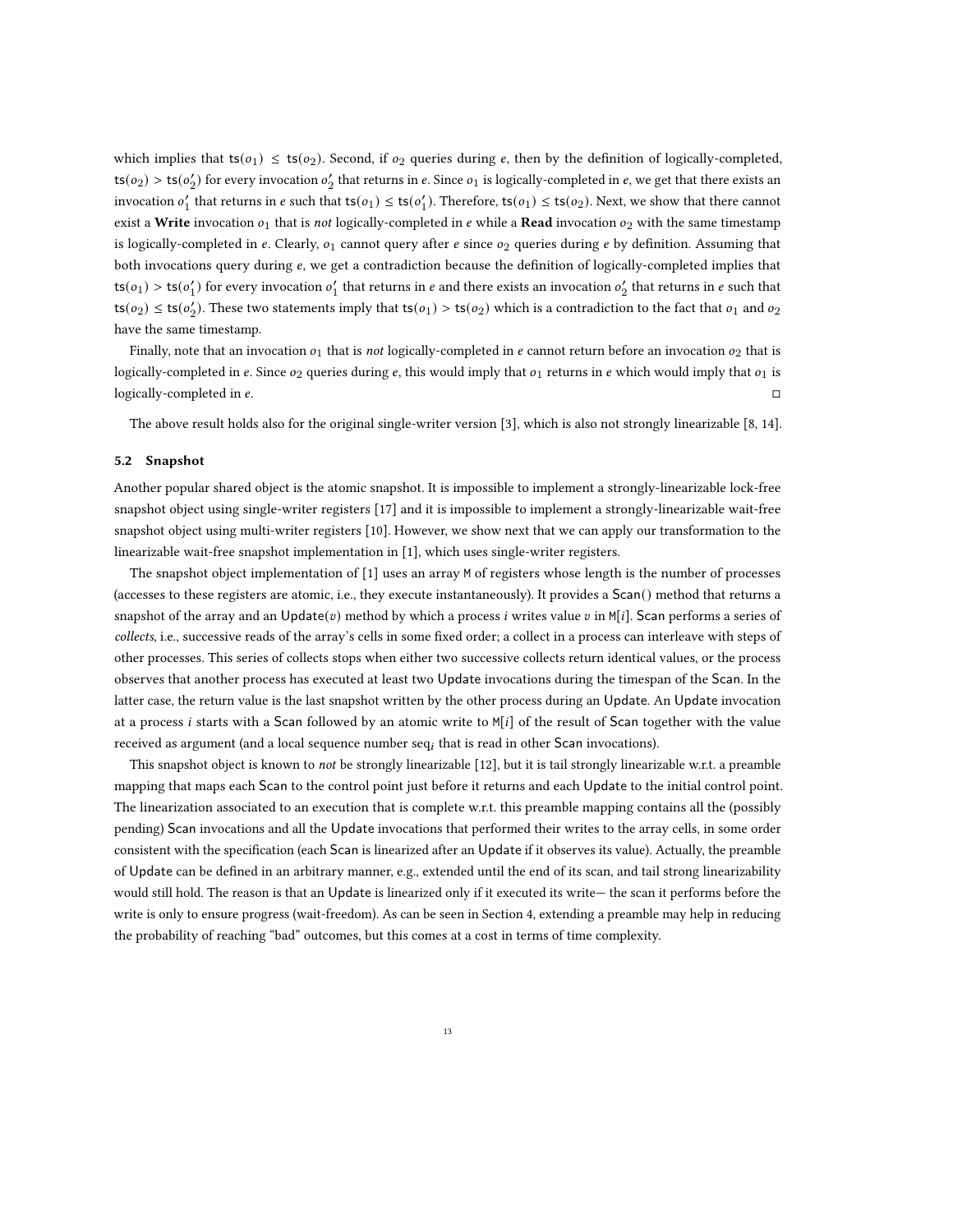which implies that $\mathsf{ts}(o_1) \leq \mathsf{ts}(o_2)$. Second, if $o_2$ queries during $e$, then by the definition of logically-completed, $\mathsf{ts}(o_2) > \mathsf{ts}(o_2')$ for every invocation $o_2'$ that returns in $e$. Since $o_1$ is logically-completed in $e$, we get that there exists an invocation $o_1'$ that returns in $e$ such that $\mathsf{ts}(o_1) \leq \mathsf{ts}(o_1')$. Therefore, $\mathsf{ts}(o_1) \leq \mathsf{ts}(o_2)$. Next, we show that there cannot exist a **Write** invocation $o_1$ that is *not* logically-completed in $e$ while a **Read** invocation $o_2$ with the same timestamp is logically-completed in $e$. Clearly, $o_1$ cannot query after $e$ since $o_2$ queries during $e$ by definition. Assuming that both invocations query during $e$, we get a contradiction because the definition of logically-completed implies that $\mathsf{ts}(o_1) > \mathsf{ts}(o_1')$ for every invocation $o_1'$ that returns in $e$ and there exists an invocation $o_2'$ that returns in $e$ such that $\mathsf{ts}(o_2) \leq \mathsf{ts}(o_2')$. These two statements imply that $\mathsf{ts}(o_1) > \mathsf{ts}(o_2)$ which is a contradiction to the fact that $o_1$ and $o_2$ have the same timestamp.

Finally, note that an invocation $o_1$ that is *not* logically-completed in $e$ cannot return before an invocation $o_2$ that is logically-completed in $e$. Since $o_2$ queries during $e$, this would imply that $o_1$ returns in $e$ which would imply that $o_1$ is logically-completed in $e$. □

The above result holds also for the original single-writer version [3], which is also not strongly linearizable [8, 14].

### 5.2 Snapshot

Another popular shared object is the atomic snapshot. It is impossible to implement a strongly-linearizable lock-free snapshot object using single-writer registers [17] and it is impossible to implement a strongly-linearizable wait-free snapshot object using multi-writer registers [10]. However, we show next that we can apply our transformation to the linearizable wait-free snapshot implementation in [1], which uses single-writer registers.

The snapshot object implementation of [1] uses an array M of registers whose length is the number of processes (accesses to these registers are atomic, i.e., they execute instantaneously). It provides a Scan() method that returns a snapshot of the array and an Update($v$) method by which a process $i$ writes value $v$ in M[$i$]. Scan performs a series of *collects*, i.e., successive reads of the array's cells in some fixed order; a collect in a process can interleave with steps of other processes. This series of collects stops when either two successive collects return identical values, or the process observes that another process has executed at least two Update invocations during the timespan of the Scan. In the latter case, the return value is the last snapshot written by the other process during an Update. An Update invocation at a process $i$ starts with a Scan followed by an atomic write to M[$i$] of the result of Scan together with the value received as argument (and a local sequence number $\mathsf{seq}_i$ that is read in other Scan invocations).

This snapshot object is known to *not* be strongly linearizable [12], but it is tail strongly linearizable w.r.t. a preamble mapping that maps each Scan to the control point just before it returns and each Update to the initial control point. The linearization associated to an execution that is complete w.r.t. this preamble mapping contains all the (possibly pending) Scan invocations and all the Update invocations that performed their writes to the array cells, in some order consistent with the specification (each Scan is linearized after an Update if it observes its value). Actually, the preamble of Update can be defined in an arbitrary manner, e.g., extended until the end of its scan, and tail strong linearizability would still hold. The reason is that an Update is linearized only if it executed its write— the scan it performs before the write is only to ensure progress (wait-freedom). As can be seen in Section 4, extending a preamble may help in reducing the probability of reaching "bad" outcomes, but this comes at a cost in terms of time complexity.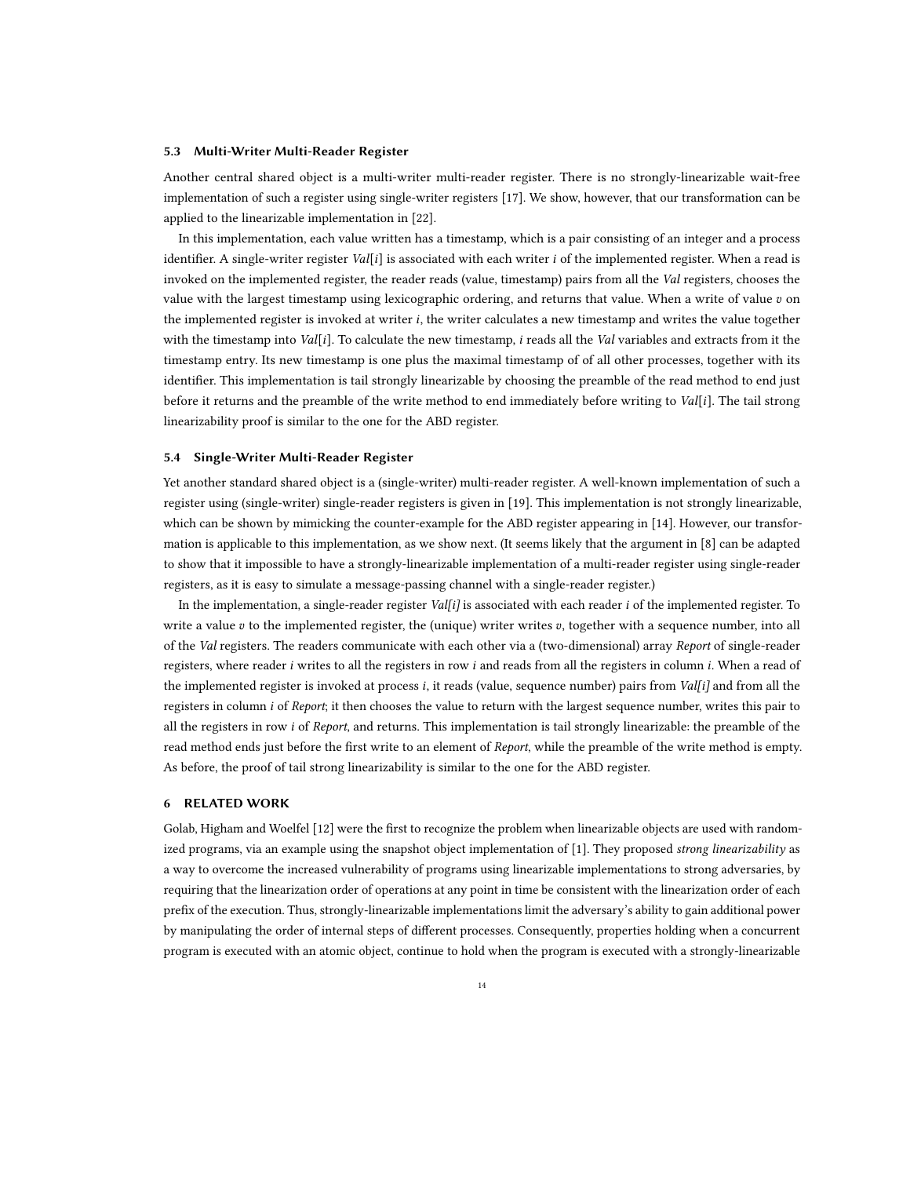### 5.3 Multi-Writer Multi-Reader Register

Another central shared object is a multi-writer multi-reader register. There is no strongly-linearizable wait-free implementation of such a register using single-writer registers [17]. We show, however, that our transformation can be applied to the linearizable implementation in [22].

In this implementation, each value written has a timestamp, which is a pair consisting of an integer and a process identifier. A single-writer register *Val*[$i$] is associated with each writer $i$ of the implemented register. When a read is invoked on the implemented register, the reader reads (value, timestamp) pairs from all the *Val* registers, chooses the value with the largest timestamp using lexicographic ordering, and returns that value. When a write of value $v$ on the implemented register is invoked at writer $i$, the writer calculates a new timestamp and writes the value together with the timestamp into *Val*[$i$]. To calculate the new timestamp, $i$ reads all the *Val* variables and extracts from it the timestamp entry. Its new timestamp is one plus the maximal timestamp of of all other processes, together with its identifier. This implementation is tail strongly linearizable by choosing the preamble of the read method to end just before it returns and the preamble of the write method to end immediately before writing to *Val*[$i$]. The tail strong linearizability proof is similar to the one for the ABD register.

### 5.4 Single-Writer Multi-Reader Register

Yet another standard shared object is a (single-writer) multi-reader register. A well-known implementation of such a register using (single-writer) single-reader registers is given in [19]. This implementation is not strongly linearizable, which can be shown by mimicking the counter-example for the ABD register appearing in [14]. However, our transformation is applicable to this implementation, as we show next. (It seems likely that the argument in [8] can be adapted to show that it impossible to have a strongly-linearizable implementation of a multi-reader register using single-reader registers, as it is easy to simulate a message-passing channel with a single-reader register.)

In the implementation, a single-reader register *Val[i]* is associated with each reader $i$ of the implemented register. To write a value $v$ to the implemented register, the (unique) writer writes $v$, together with a sequence number, into all of the *Val* registers. The readers communicate with each other via a (two-dimensional) array *Report* of single-reader registers, where reader $i$ writes to all the registers in row $i$ and reads from all the registers in column $i$. When a read of the implemented register is invoked at process $i$, it reads (value, sequence number) pairs from *Val[i]* and from all the registers in column $i$ of *Report*; it then chooses the value to return with the largest sequence number, writes this pair to all the registers in row $i$ of *Report*, and returns. This implementation is tail strongly linearizable: the preamble of the read method ends just before the first write to an element of *Report*, while the preamble of the write method is empty. As before, the proof of tail strong linearizability is similar to the one for the ABD register.

## 6 RELATED WORK

Golab, Higham and Woelfel [12] were the first to recognize the problem when linearizable objects are used with randomized programs, via an example using the snapshot object implementation of [1]. They proposed *strong linearizability* as a way to overcome the increased vulnerability of programs using linearizable implementations to strong adversaries, by requiring that the linearization order of operations at any point in time be consistent with the linearization order of each prefix of the execution. Thus, strongly-linearizable implementations limit the adversary's ability to gain additional power by manipulating the order of internal steps of different processes. Consequently, properties holding when a concurrent program is executed with an atomic object, continue to hold when the program is executed with a strongly-linearizable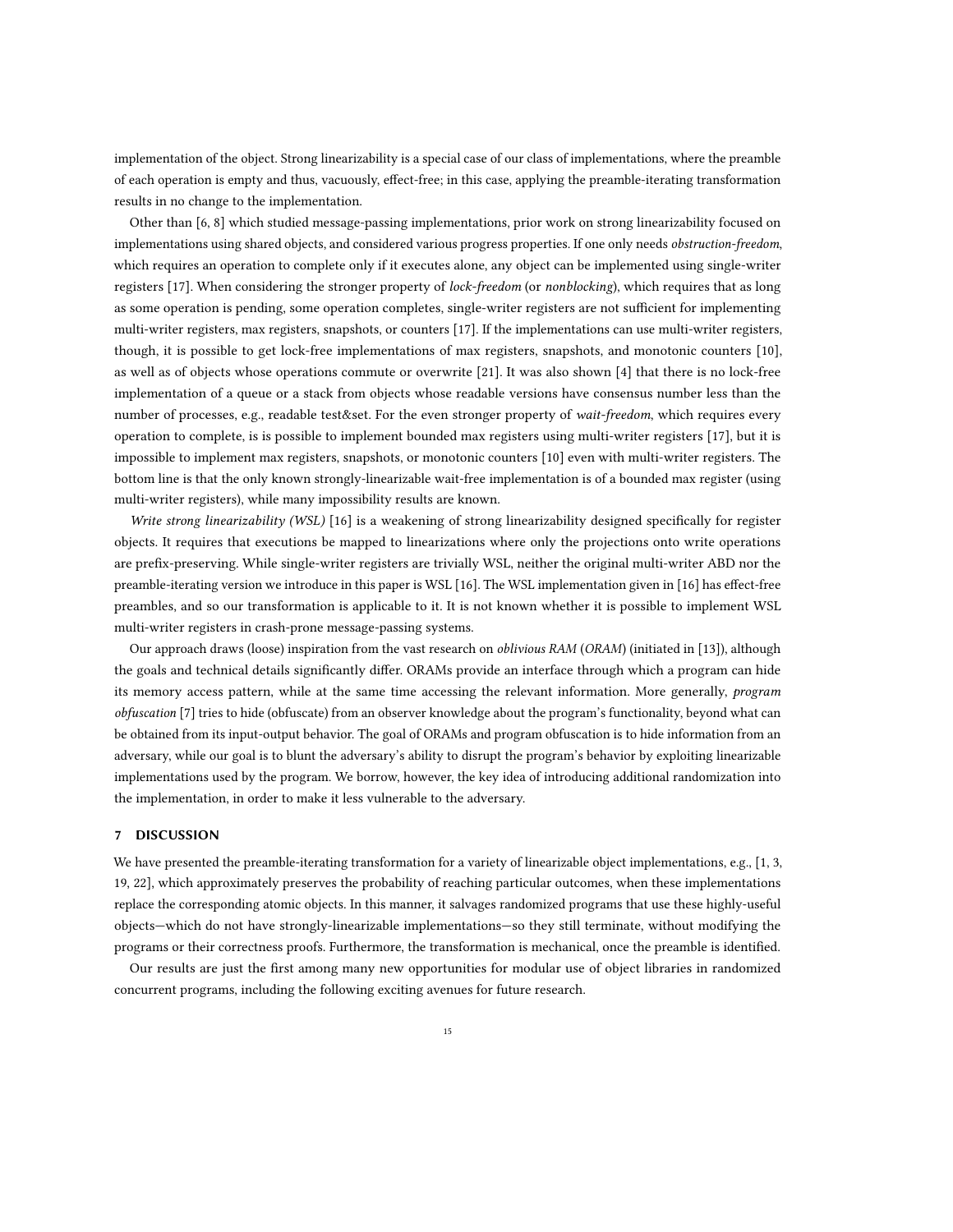implementation of the object. Strong linearizability is a special case of our class of implementations, where the preamble of each operation is empty and thus, vacuously, effect-free; in this case, applying the preamble-iterating transformation results in no change to the implementation.

Other than [6, 8] which studied message-passing implementations, prior work on strong linearizability focused on implementations using shared objects, and considered various progress properties. If one only needs *obstruction-freedom*, which requires an operation to complete only if it executes alone, any object can be implemented using single-writer registers [17]. When considering the stronger property of *lock-freedom* (or *nonblocking*), which requires that as long as some operation is pending, some operation completes, single-writer registers are not sufficient for implementing multi-writer registers, max registers, snapshots, or counters [17]. If the implementations can use multi-writer registers, though, it is possible to get lock-free implementations of max registers, snapshots, and monotonic counters [10], as well as of objects whose operations commute or overwrite [21]. It was also shown [4] that there is no lock-free implementation of a queue or a stack from objects whose readable versions have consensus number less than the number of processes, e.g., readable test&set. For the even stronger property of *wait-freedom*, which requires every operation to complete, is is possible to implement bounded max registers using multi-writer registers [17], but it is impossible to implement max registers, snapshots, or monotonic counters [10] even with multi-writer registers. The bottom line is that the only known strongly-linearizable wait-free implementation is of a bounded max register (using multi-writer registers), while many impossibility results are known.

*Write strong linearizability (WSL)* [16] is a weakening of strong linearizability designed specifically for register objects. It requires that executions be mapped to linearizations where only the projections onto write operations are prefix-preserving. While single-writer registers are trivially WSL, neither the original multi-writer ABD nor the preamble-iterating version we introduce in this paper is WSL [16]. The WSL implementation given in [16] has effect-free preambles, and so our transformation is applicable to it. It is not known whether it is possible to implement WSL multi-writer registers in crash-prone message-passing systems.

Our approach draws (loose) inspiration from the vast research on *oblivious RAM* (*ORAM*) (initiated in [13]), although the goals and technical details significantly differ. ORAMs provide an interface through which a program can hide its memory access pattern, while at the same time accessing the relevant information. More generally, *program obfuscation* [7] tries to hide (obfuscate) from an observer knowledge about the program's functionality, beyond what can be obtained from its input-output behavior. The goal of ORAMs and program obfuscation is to hide information from an adversary, while our goal is to blunt the adversary's ability to disrupt the program's behavior by exploiting linearizable implementations used by the program. We borrow, however, the key idea of introducing additional randomization into the implementation, in order to make it less vulnerable to the adversary.

## 7 DISCUSSION

We have presented the preamble-iterating transformation for a variety of linearizable object implementations, e.g., [1, 3, 19, 22], which approximately preserves the probability of reaching particular outcomes, when these implementations replace the corresponding atomic objects. In this manner, it salvages randomized programs that use these highly-useful objects—which do not have strongly-linearizable implementations—so they still terminate, without modifying the programs or their correctness proofs. Furthermore, the transformation is mechanical, once the preamble is identified.

Our results are just the first among many new opportunities for modular use of object libraries in randomized concurrent programs, including the following exciting avenues for future research.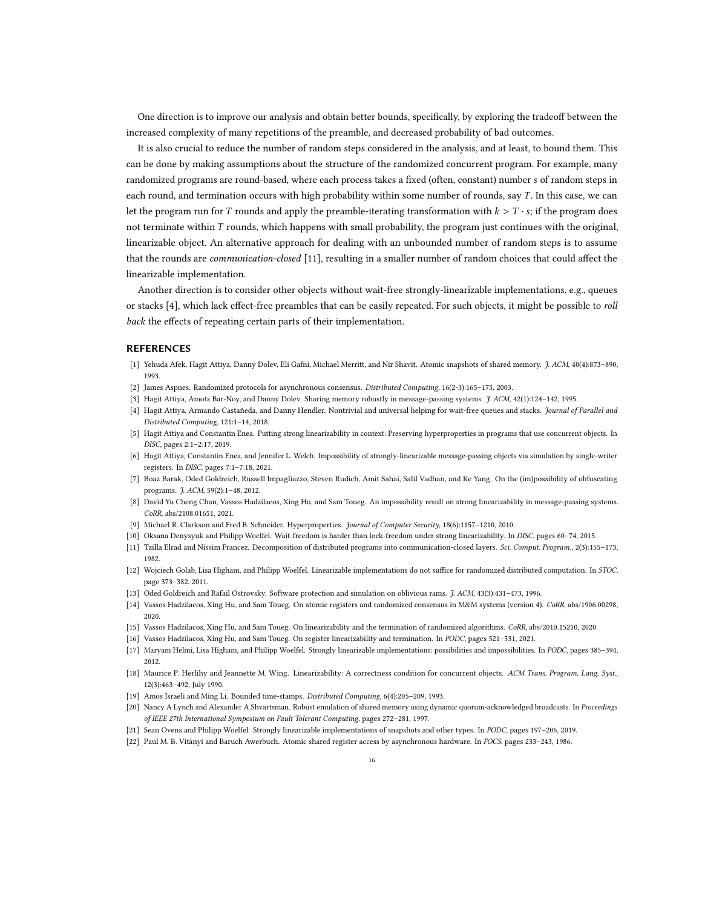One direction is to improve our analysis and obtain better bounds, specifically, by exploring the tradeoff between the increased complexity of many repetitions of the preamble, and decreased probability of bad outcomes.

It is also crucial to reduce the number of random steps considered in the analysis, and at least, to bound them. This can be done by making assumptions about the structure of the randomized concurrent program. For example, many randomized programs are round-based, where each process takes a fixed (often, constant) number $s$ of random steps in each round, and termination occurs with high probability within some number of rounds, say $T$. In this case, we can let the program run for $T$ rounds and apply the preamble-iterating transformation with $k > T \cdot s$; if the program does not terminate within $T$ rounds, which happens with small probability, the program just continues with the original, linearizable object. An alternative approach for dealing with an unbounded number of random steps is to assume that the rounds are *communication-closed* [11], resulting in a smaller number of random choices that could affect the linearizable implementation.

Another direction is to consider other objects without wait-free strongly-linearizable implementations, e.g., queues or stacks [4], which lack effect-free preambles that can be easily repeated. For such objects, it might be possible to *roll back* the effects of repeating certain parts of their implementation.

## REFERENCES

- [1] Yehuda Afek, Hagit Attiya, Danny Dolev, Eli Gafni, Michael Merritt, and Nir Shavit. Atomic snapshots of shared memory. *J. ACM*, 40(4):873–890, 1993.
- [2] James Aspnes. Randomized protocols for asynchronous consensus. *Distributed Computing*, 16(2-3):165–175, 2003.
- [3] Hagit Attiya, Amotz Bar-Noy, and Danny Dolev. Sharing memory robustly in message-passing systems. *J. ACM*, 42(1):124–142, 1995.
- [4] Hagit Attiya, Armando Castañeda, and Danny Hendler. Nontrivial and universal helping for wait-free queues and stacks. *Journal of Parallel and Distributed Computing*, 121:1–14, 2018.
- [5] Hagit Attiya and Constantin Enea. Putting strong linearizability in context: Preserving hyperproperties in programs that use concurrent objects. In *DISC*, pages 2:1–2:17, 2019.
- [6] Hagit Attiya, Constantin Enea, and Jennifer L. Welch. Impossibility of strongly-linearizable message-passing objects via simulation by single-writer registers. In *DISC*, pages 7:1–7:18, 2021.
- [7] Boaz Barak, Oded Goldreich, Russell Impagliazzo, Steven Rudich, Amit Sahai, Salil Vadhan, and Ke Yang. On the (im)possibility of obfuscating programs. *J. ACM*, 59(2):1–48, 2012.
- [8] David Yu Cheng Chan, Vassos Hadzilacos, Xing Hu, and Sam Toueg. An impossibility result on strong linearizability in message-passing systems. *CoRR*, abs/2108.01651, 2021.
- [9] Michael R. Clarkson and Fred B. Schneider. Hyperproperties. *Journal of Computer Security*, 18(6):1157–1210, 2010.
- [10] Oksana Denysyuk and Philipp Woelfel. Wait-freedom is harder than lock-freedom under strong linearizability. In *DISC*, pages 60–74, 2015.
- [11] Tzilla Elrad and Nissim Francez. Decomposition of distributed programs into communication-closed layers. *Sci. Comput. Program.*, 2(3):155–173, 1982.
- [12] Wojciech Golab, Lisa Higham, and Philipp Woelfel. Linearizable implementations do not suffice for randomized distributed computation. In *STOC*, page 373–382, 2011.
- [13] Oded Goldreich and Rafail Ostrovsky. Software protection and simulation on oblivious rams. *J. ACM*, 43(3):431–473, 1996.
- [14] Vassos Hadzilacos, Xing Hu, and Sam Toueg. On atomic registers and randomized consensus in M&M systems (version 4). *CoRR*, abs/1906.00298, 2020.
- [15] Vassos Hadzilacos, Xing Hu, and Sam Toueg. On linearizability and the termination of randomized algorithms. *CoRR*, abs/2010.15210, 2020.
- [16] Vassos Hadzilacos, Xing Hu, and Sam Toueg. On register linearizability and termination. In *PODC*, pages 521–531, 2021.
- [17] Maryam Helmi, Lisa Higham, and Philipp Woelfel. Strongly linearizable implementations: possibilities and impossibilities. In *PODC*, pages 385–394, 2012.
- [18] Maurice P. Herlihy and Jeannette M. Wing. Linearizability: A correctness condition for concurrent objects. *ACM Trans. Program. Lang. Syst.*, 12(3):463–492, July 1990.
- [19] Amos Israeli and Ming Li. Bounded time-stamps. *Distributed Computing*, 6(4):205–209, 1993.
- [20] Nancy A Lynch and Alexander A Shvartsman. Robust emulation of shared memory using dynamic quorum-acknowledged broadcasts. In *Proceedings of IEEE 27th International Symposium on Fault Tolerant Computing*, pages 272–281, 1997.
- [21] Sean Ovens and Philipp Woelfel. Strongly linearizable implementations of snapshots and other types. In *PODC*, pages 197–206, 2019.
- [22] Paul M. B. Vitányi and Baruch Awerbuch. Atomic shared register access by asynchronous hardware. In *FOCS*, pages 233–243, 1986.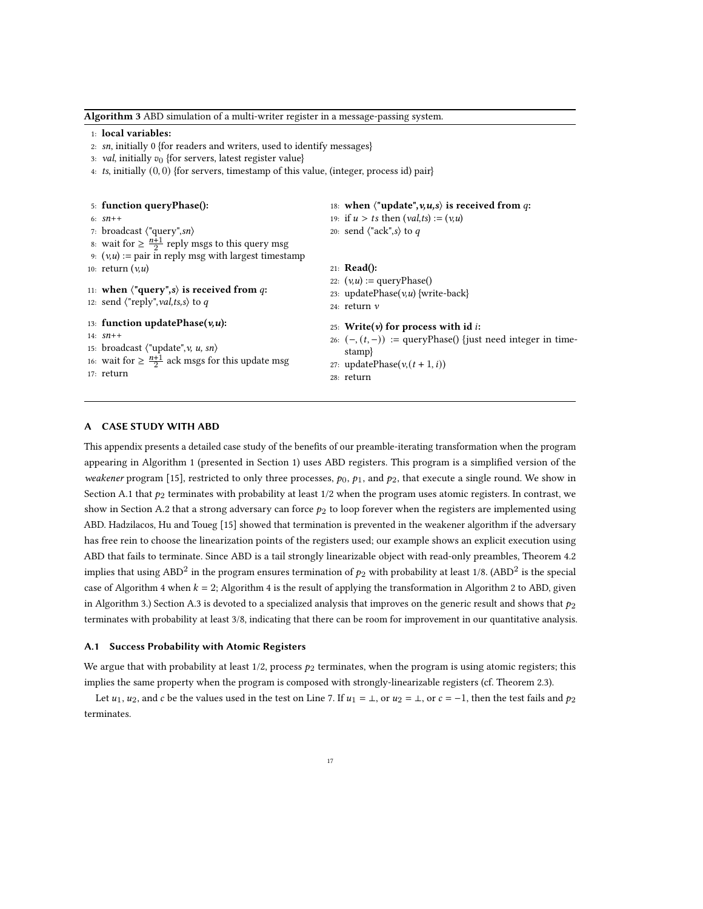**Algorithm 3** ABD simulation of a multi-writer register in a message-passing system.

```
1:  local variables:
2:  sn, initially 0 {for readers and writers, used to identify messages}
3:  val, initially v_0 {for servers, latest register value}
4:  ts, initially (0,0) {for servers, timestamp of this value, (integer, process id) pair}

5:  function queryPhase():
6:  sn++
7:  broadcast ⟨"query",sn⟩
8:  wait for ≥ (n+1)/2 reply msgs to this query msg
9:  (v,u) := pair in reply msg with largest timestamp
10: return (v,u)

11: when ⟨"query",s⟩ is received from q:
12: send ⟨"reply",val,ts,s⟩ to q

13: function updatePhase(v,u):
14: sn++
15: broadcast ⟨"update",v, u, sn⟩
16: wait for ≥ (n+1)/2 ack msgs for this update msg
17: return

18: when ⟨"update",v,u,s⟩ is received from q:
19: if u > ts then (val,ts) := (v,u)
20: send ⟨"ack",s⟩ to q

21: Read():
22: (v,u) := queryPhase()
23: updatePhase(v,u) {write-back}
24: return v

25: Write(v) for process with id i:
26: (−,(t,−)) := queryPhase() {just need integer in timestamp}
27: updatePhase(v,(t+1,i))
28: return
```

## A CASE STUDY WITH ABD

This appendix presents a detailed case study of the benefits of our preamble-iterating transformation when the program appearing in Algorithm 1 (presented in Section 1) uses ABD registers. This program is a simplified version of the *weakener* program [15], restricted to only three processes, $p_0$, $p_1$, and $p_2$, that execute a single round. We show in Section A.1 that $p_2$ terminates with probability at least 1/2 when the program uses atomic registers. In contrast, we show in Section A.2 that a strong adversary can force $p_2$ to loop forever when the registers are implemented using ABD. Hadzilacos, Hu and Toueg [15] showed that termination is prevented in the weakener algorithm if the adversary has free rein to choose the linearization points of the registers used; our example shows an explicit execution using ABD that fails to terminate. Since ABD is a tail strongly linearizable object with read-only preambles, Theorem 4.2 implies that using ABD$^2$ in the program ensures termination of $p_2$ with probability at least 1/8. (ABD$^2$ is the special case of Algorithm 4 when $k = 2$; Algorithm 4 is the result of applying the transformation in Algorithm 2 to ABD, given in Algorithm 3.) Section A.3 is devoted to a specialized analysis that improves on the generic result and shows that $p_2$ terminates with probability at least 3/8, indicating that there can be room for improvement in our quantitative analysis.

### A.1 Success Probability with Atomic Registers

We argue that with probability at least 1/2, process $p_2$ terminates, when the program is using atomic registers; this implies the same property when the program is composed with strongly-linearizable registers (cf. Theorem 2.3).

Let $u_1$, $u_2$, and $c$ be the values used in the test on Line 7. If $u_1 = \bot$, or $u_2 = \bot$, or $c = -1$, then the test fails and $p_2$ terminates.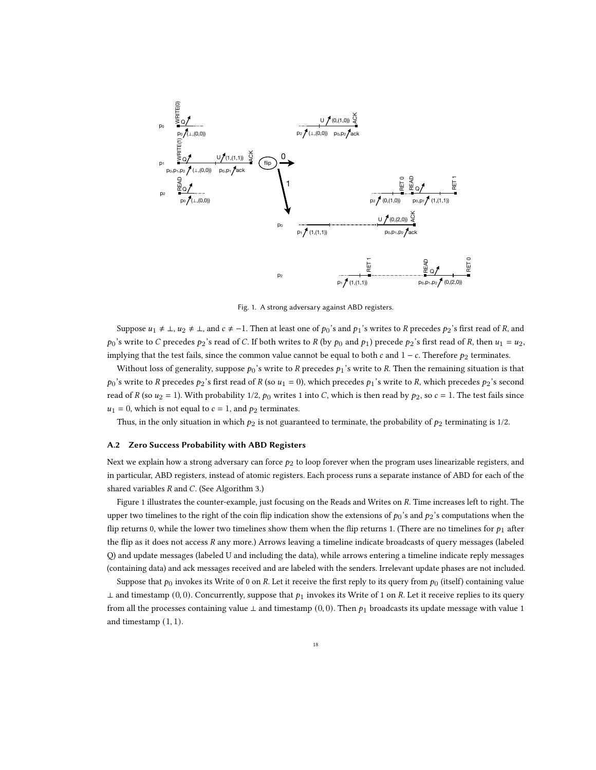Fig. 1. A strong adversary against ABD registers.

Suppose $u_1 \neq \perp$, $u_2 \neq \perp$, and $c \neq -1$. Then at least one of $p_0$'s and $p_1$'s writes to $R$ precedes $p_2$'s first read of $R$, and $p_0$'s write to $C$ precedes $p_2$'s read of $C$. If both writes to $R$ (by $p_0$ and $p_1$) precede $p_2$'s first read of $R$, then $u_1 = u_2$, implying that the test fails, since the common value cannot be equal to both $c$ and $1 - c$. Therefore $p_2$ terminates.

Without loss of generality, suppose $p_0$'s write to $R$ precedes $p_1$'s write to $R$. Then the remaining situation is that $p_0$'s write to $R$ precedes $p_2$'s first read of $R$ (so $u_1 = 0$), which precedes $p_1$'s write to $R$, which precedes $p_2$'s second read of $R$ (so $u_2 = 1$). With probability 1/2, $p_0$ writes 1 into $C$, which is then read by $p_2$, so $c = 1$. The test fails since $u_1 = 0$, which is not equal to $c = 1$, and $p_2$ terminates.

Thus, in the only situation in which $p_2$ is not guaranteed to terminate, the probability of $p_2$ terminating is 1/2.

## A.2 Zero Success Probability with ABD Registers

Next we explain how a strong adversary can force $p_2$ to loop forever when the program uses linearizable registers, and in particular, ABD registers, instead of atomic registers. Each process runs a separate instance of ABD for each of the shared variables $R$ and $C$. (See Algorithm 3.)

Figure 1 illustrates the counter-example, just focusing on the Reads and Writes on $R$. Time increases left to right. The upper two timelines to the right of the coin flip indication show the extensions of $p_0$'s and $p_2$'s computations when the flip returns 0, while the lower two timelines show them when the flip returns 1. (There are no timelines for $p_1$ after the flip as it does not access $R$ any more.) Arrows leaving a timeline indicate broadcasts of query messages (labeled Q) and update messages (labeled U and including the data), while arrows entering a timeline indicate reply messages (containing data) and ack messages received and are labeled with the senders. Irrelevant update phases are not included.

Suppose that $p_0$ invokes its Write of 0 on $R$. Let it receive the first reply to its query from $p_0$ (itself) containing value $\perp$ and timestamp $(0, 0)$. Concurrently, suppose that $p_1$ invokes its Write of 1 on $R$. Let it receive replies to its query from all the processes containing value $\perp$ and timestamp $(0, 0)$. Then $p_1$ broadcasts its update message with value 1 and timestamp $(1, 1)$.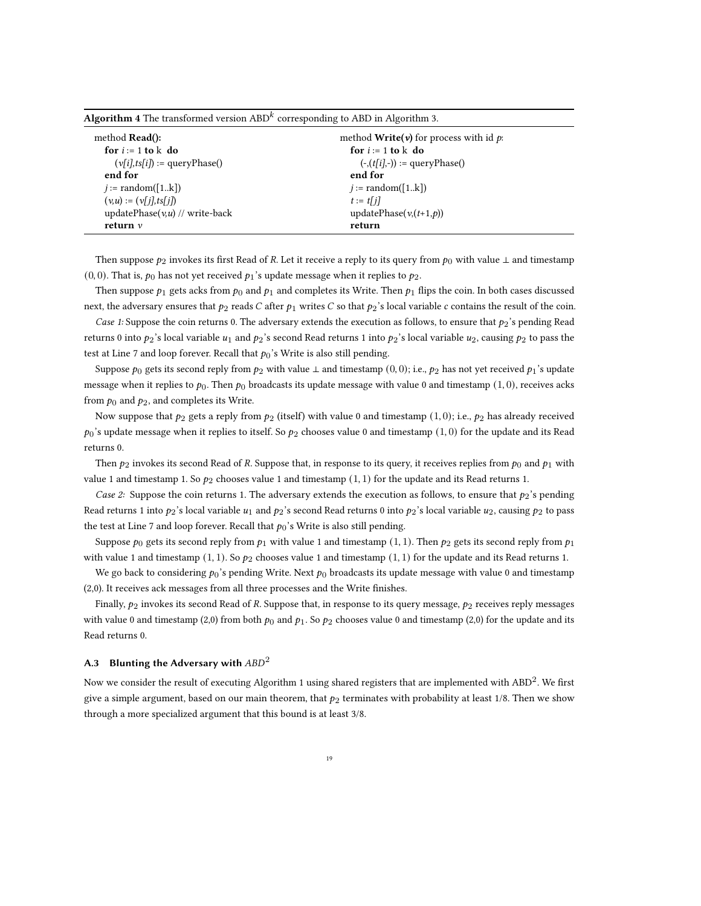**Algorithm 4** The transformed version $\text{ABD}^k$ corresponding to ABD in Algorithm 3.

```
method Read():                           method Write(v) for process with id p:
  for i := 1 to k do                       for i := 1 to k do
    (v[i],ts[i]) := queryPhase()             (-,(t[i],-)) := queryPhase()
  end for                                  end for
  j := random([1..k])                      j := random([1..k])
  (v,u) := (v[j],ts[j])                    t := t[j]
  updatePhase(v,u) // write-back           updatePhase(v,(t+1,p))
  return v                                 return
```

Then suppose $p_2$ invokes its first Read of $R$. Let it receive a reply to its query from $p_0$ with value $\perp$ and timestamp $(0, 0)$. That is, $p_0$ has not yet received $p_1$'s update message when it replies to $p_2$.

Then suppose $p_1$ gets acks from $p_0$ and $p_1$ and completes its Write. Then $p_1$ flips the coin. In both cases discussed next, the adversary ensures that $p_2$ reads $C$ after $p_1$ writes $C$ so that $p_2$'s local variable $c$ contains the result of the coin.

*Case 1:* Suppose the coin returns 0. The adversary extends the execution as follows, to ensure that $p_2$'s pending Read returns 0 into $p_2$'s local variable $u_1$ and $p_2$'s second Read returns 1 into $p_2$'s local variable $u_2$, causing $p_2$ to pass the test at Line 7 and loop forever. Recall that $p_0$'s Write is also still pending.

Suppose $p_0$ gets its second reply from $p_2$ with value $\perp$ and timestamp $(0, 0)$; i.e., $p_2$ has not yet received $p_1$'s update message when it replies to $p_0$. Then $p_0$ broadcasts its update message with value 0 and timestamp $(1, 0)$, receives acks from $p_0$ and $p_2$, and completes its Write.

Now suppose that $p_2$ gets a reply from $p_2$ (itself) with value 0 and timestamp $(1, 0)$; i.e., $p_2$ has already received $p_0$'s update message when it replies to itself. So $p_2$ chooses value 0 and timestamp $(1, 0)$ for the update and its Read returns 0.

Then $p_2$ invokes its second Read of $R$. Suppose that, in response to its query, it receives replies from $p_0$ and $p_1$ with value 1 and timestamp 1. So $p_2$ chooses value 1 and timestamp $(1, 1)$ for the update and its Read returns 1.

*Case 2:* Suppose the coin returns 1. The adversary extends the execution as follows, to ensure that $p_2$'s pending Read returns 1 into $p_2$'s local variable $u_1$ and $p_2$'s second Read returns 0 into $p_2$'s local variable $u_2$, causing $p_2$ to pass the test at Line 7 and loop forever. Recall that $p_0$'s Write is also still pending.

Suppose $p_0$ gets its second reply from $p_1$ with value 1 and timestamp $(1, 1)$. Then $p_2$ gets its second reply from $p_1$ with value 1 and timestamp $(1, 1)$. So $p_2$ chooses value 1 and timestamp $(1, 1)$ for the update and its Read returns 1.

We go back to considering $p_0$'s pending Write. Next $p_0$ broadcasts its update message with value 0 and timestamp (2,0). It receives ack messages from all three processes and the Write finishes.

Finally, $p_2$ invokes its second Read of $R$. Suppose that, in response to its query message, $p_2$ receives reply messages with value 0 and timestamp (2,0) from both $p_0$ and $p_1$. So $p_2$ chooses value 0 and timestamp (2,0) for the update and its Read returns 0.

### A.3 Blunting the Adversary with $ABD^2$

Now we consider the result of executing Algorithm 1 using shared registers that are implemented with $\text{ABD}^2$. We first give a simple argument, based on our main theorem, that $p_2$ terminates with probability at least 1/8. Then we show through a more specialized argument that this bound is at least 3/8.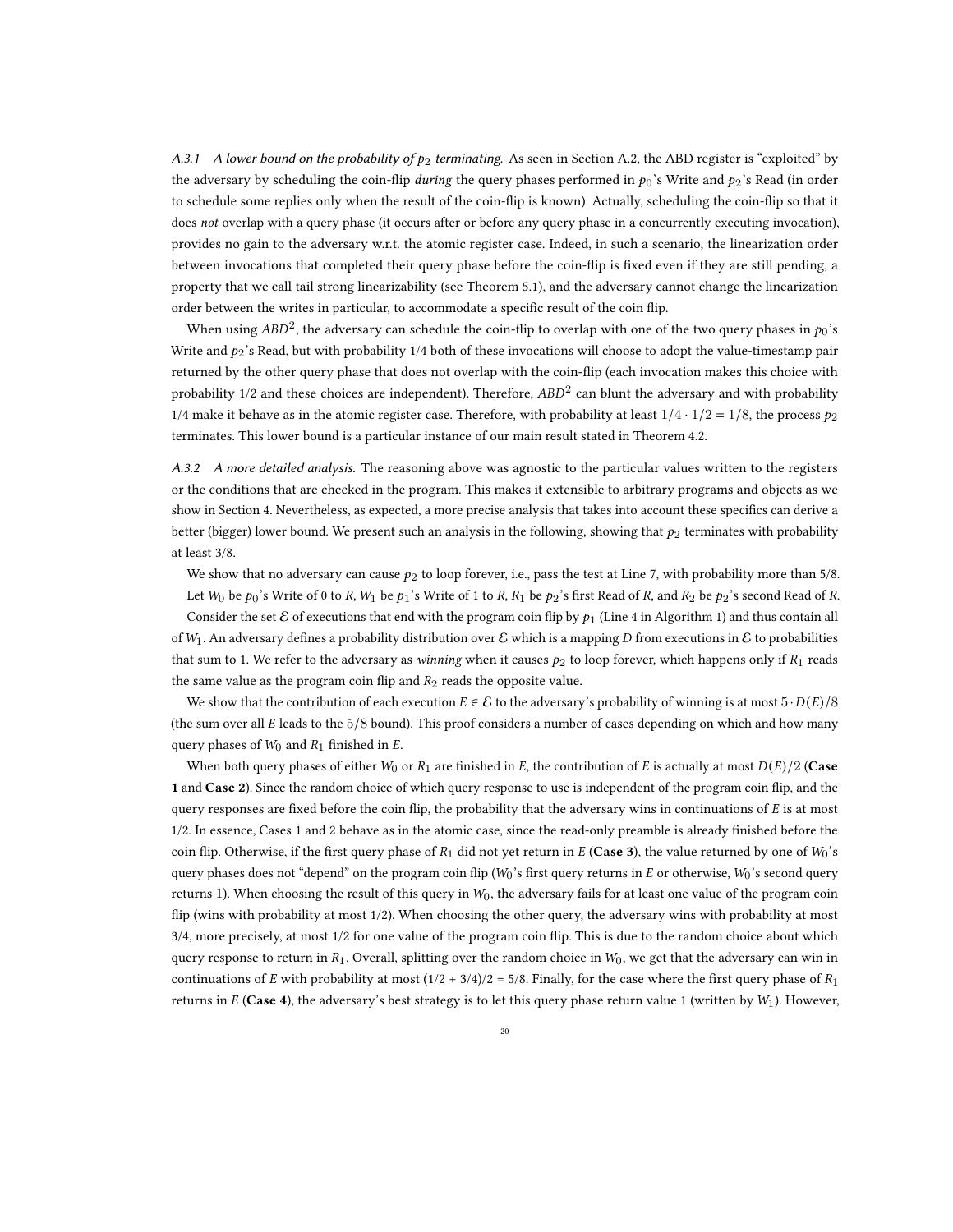#### A.3.1 *A lower bound on the probability of $p_2$ terminating.*

As seen in Section A.2, the ABD register is "exploited" by the adversary by scheduling the coin-flip *during* the query phases performed in $p_0$'s Write and $p_2$'s Read (in order to schedule some replies only when the result of the coin-flip is known). Actually, scheduling the coin-flip so that it does *not* overlap with a query phase (it occurs after or before any query phase in a concurrently executing invocation), provides no gain to the adversary w.r.t. the atomic register case. Indeed, in such a scenario, the linearization order between invocations that completed their query phase before the coin-flip is fixed even if they are still pending, a property that we call tail strong linearizability (see Theorem 5.1), and the adversary cannot change the linearization order between the writes in particular, to accommodate a specific result of the coin flip.

When using $ABD^2$, the adversary can schedule the coin-flip to overlap with one of the two query phases in $p_0$'s Write and $p_2$'s Read, but with probability 1/4 both of these invocations will choose to adopt the value-timestamp pair returned by the other query phase that does not overlap with the coin-flip (each invocation makes this choice with probability 1/2 and these choices are independent). Therefore, $ABD^2$ can blunt the adversary and with probability 1/4 make it behave as in the atomic register case. Therefore, with probability at least $1/4 \cdot 1/2 = 1/8$, the process $p_2$ terminates. This lower bound is a particular instance of our main result stated in Theorem 4.2.

#### A.3.2 *A more detailed analysis.*

The reasoning above was agnostic to the particular values written to the registers or the conditions that are checked in the program. This makes it extensible to arbitrary programs and objects as we show in Section 4. Nevertheless, as expected, a more precise analysis that takes into account these specifics can derive a better (bigger) lower bound. We present such an analysis in the following, showing that $p_2$ terminates with probability at least 3/8.

We show that no adversary can cause $p_2$ to loop forever, i.e., pass the test at Line 7, with probability more than 5/8.

Let $W_0$ be $p_0$'s Write of 0 to $R$, $W_1$ be $p_1$'s Write of 1 to $R$, $R_1$ be $p_2$'s first Read of $R$, and $R_2$ be $p_2$'s second Read of $R$.

Consider the set $\mathcal{E}$ of executions that end with the program coin flip by $p_1$ (Line 4 in Algorithm 1) and thus contain all of $W_1$. An adversary defines a probability distribution over $\mathcal{E}$ which is a mapping $D$ from executions in $\mathcal{E}$ to probabilities that sum to 1. We refer to the adversary as *winning* when it causes $p_2$ to loop forever, which happens only if $R_1$ reads the same value as the program coin flip and $R_2$ reads the opposite value.

We show that the contribution of each execution $E \in \mathcal{E}$ to the adversary's probability of winning is at most $5 \cdot D(E)/8$ (the sum over all $E$ leads to the $5/8$ bound). This proof considers a number of cases depending on which and how many query phases of $W_0$ and $R_1$ finished in $E$.

When both query phases of either $W_0$ or $R_1$ are finished in $E$, the contribution of $E$ is actually at most $D(E)/2$ (**Case 1** and **Case 2**). Since the random choice of which query response to use is independent of the program coin flip, and the query responses are fixed before the coin flip, the probability that the adversary wins in continuations of $E$ is at most 1/2. In essence, Cases 1 and 2 behave as in the atomic case, since the read-only preamble is already finished before the coin flip. Otherwise, if the first query phase of $R_1$ did not yet return in $E$ (**Case 3**), the value returned by one of $W_0$'s query phases does not "depend" on the program coin flip ($W_0$'s first query returns in $E$ or otherwise, $W_0$'s second query returns 1). When choosing the result of this query in $W_0$, the adversary fails for at least one value of the program coin flip (wins with probability at most 1/2). When choosing the other query, the adversary wins with probability at most 3/4, more precisely, at most 1/2 for one value of the program coin flip. This is due to the random choice about which query response to return in $R_1$. Overall, splitting over the random choice in $W_0$, we get that the adversary can win in continuations of $E$ with probability at most $(1/2 + 3/4)/2 = 5/8$. Finally, for the case where the first query phase of $R_1$ returns in $E$ (**Case 4**), the adversary's best strategy is to let this query phase return value 1 (written by $W_1$). However,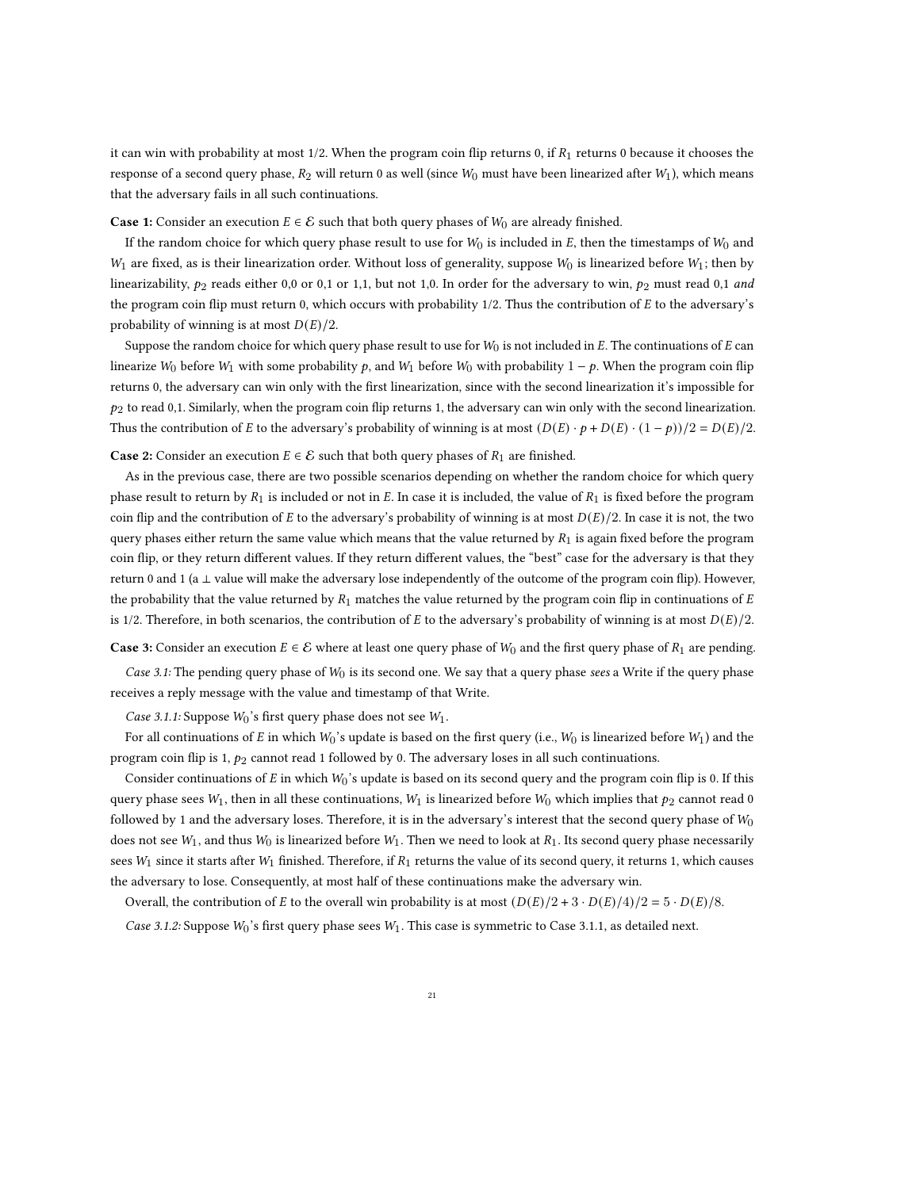it can win with probability at most 1/2. When the program coin flip returns 0, if $R_1$ returns 0 because it chooses the response of a second query phase, $R_2$ will return 0 as well (since $W_0$ must have been linearized after $W_1$), which means that the adversary fails in all such continuations.

**Case 1:** Consider an execution $E \in \mathcal{E}$ such that both query phases of $W_0$ are already finished.

If the random choice for which query phase result to use for $W_0$ is included in $E$, then the timestamps of $W_0$ and $W_1$ are fixed, as is their linearization order. Without loss of generality, suppose $W_0$ is linearized before $W_1$; then by linearizability, $p_2$ reads either 0,0 or 0,1 or 1,1, but not 1,0. In order for the adversary to win, $p_2$ must read 0,1 *and* the program coin flip must return 0, which occurs with probability 1/2. Thus the contribution of $E$ to the adversary's probability of winning is at most $D(E)/2$.

Suppose the random choice for which query phase result to use for $W_0$ is not included in $E$. The continuations of $E$ can linearize $W_0$ before $W_1$ with some probability $p$, and $W_1$ before $W_0$ with probability $1 - p$. When the program coin flip returns 0, the adversary can win only with the first linearization, since with the second linearization it's impossible for $p_2$ to read 0,1. Similarly, when the program coin flip returns 1, the adversary can win only with the second linearization. Thus the contribution of $E$ to the adversary's probability of winning is at most $(D(E) \cdot p + D(E) \cdot (1 - p))/2 = D(E)/2$.

**Case 2:** Consider an execution $E \in \mathcal{E}$ such that both query phases of $R_1$ are finished.

As in the previous case, there are two possible scenarios depending on whether the random choice for which query phase result to return by $R_1$ is included or not in $E$. In case it is included, the value of $R_1$ is fixed before the program coin flip and the contribution of $E$ to the adversary's probability of winning is at most $D(E)/2$. In case it is not, the two query phases either return the same value which means that the value returned by $R_1$ is again fixed before the program coin flip, or they return different values. If they return different values, the "best" case for the adversary is that they return 0 and 1 (a $\perp$ value will make the adversary lose independently of the outcome of the program coin flip). However, the probability that the value returned by $R_1$ matches the value returned by the program coin flip in continuations of $E$ is 1/2. Therefore, in both scenarios, the contribution of $E$ to the adversary's probability of winning is at most $D(E)/2$.

**Case 3:** Consider an execution $E \in \mathcal{E}$ where at least one query phase of $W_0$ and the first query phase of $R_1$ are pending.

*Case 3.1:* The pending query phase of $W_0$ is its second one. We say that a query phase *sees* a Write if the query phase receives a reply message with the value and timestamp of that Write.

*Case 3.1.1:* Suppose $W_0$'s first query phase does not see $W_1$.

For all continuations of $E$ in which $W_0$'s update is based on the first query (i.e., $W_0$ is linearized before $W_1$) and the program coin flip is 1, $p_2$ cannot read 1 followed by 0. The adversary loses in all such continuations.

Consider continuations of $E$ in which $W_0$'s update is based on its second query and the program coin flip is 0. If this query phase sees $W_1$, then in all these continuations, $W_1$ is linearized before $W_0$ which implies that $p_2$ cannot read 0 followed by 1 and the adversary loses. Therefore, it is in the adversary's interest that the second query phase of $W_0$ does not see $W_1$, and thus $W_0$ is linearized before $W_1$. Then we need to look at $R_1$. Its second query phase necessarily sees $W_1$ since it starts after $W_1$ finished. Therefore, if $R_1$ returns the value of its second query, it returns 1, which causes the adversary to lose. Consequently, at most half of these continuations make the adversary win.

Overall, the contribution of $E$ to the overall win probability is at most $(D(E)/2 + 3 \cdot D(E)/4)/2 = 5 \cdot D(E)/8$.

*Case 3.1.2:* Suppose $W_0$'s first query phase sees $W_1$. This case is symmetric to Case 3.1.1, as detailed next.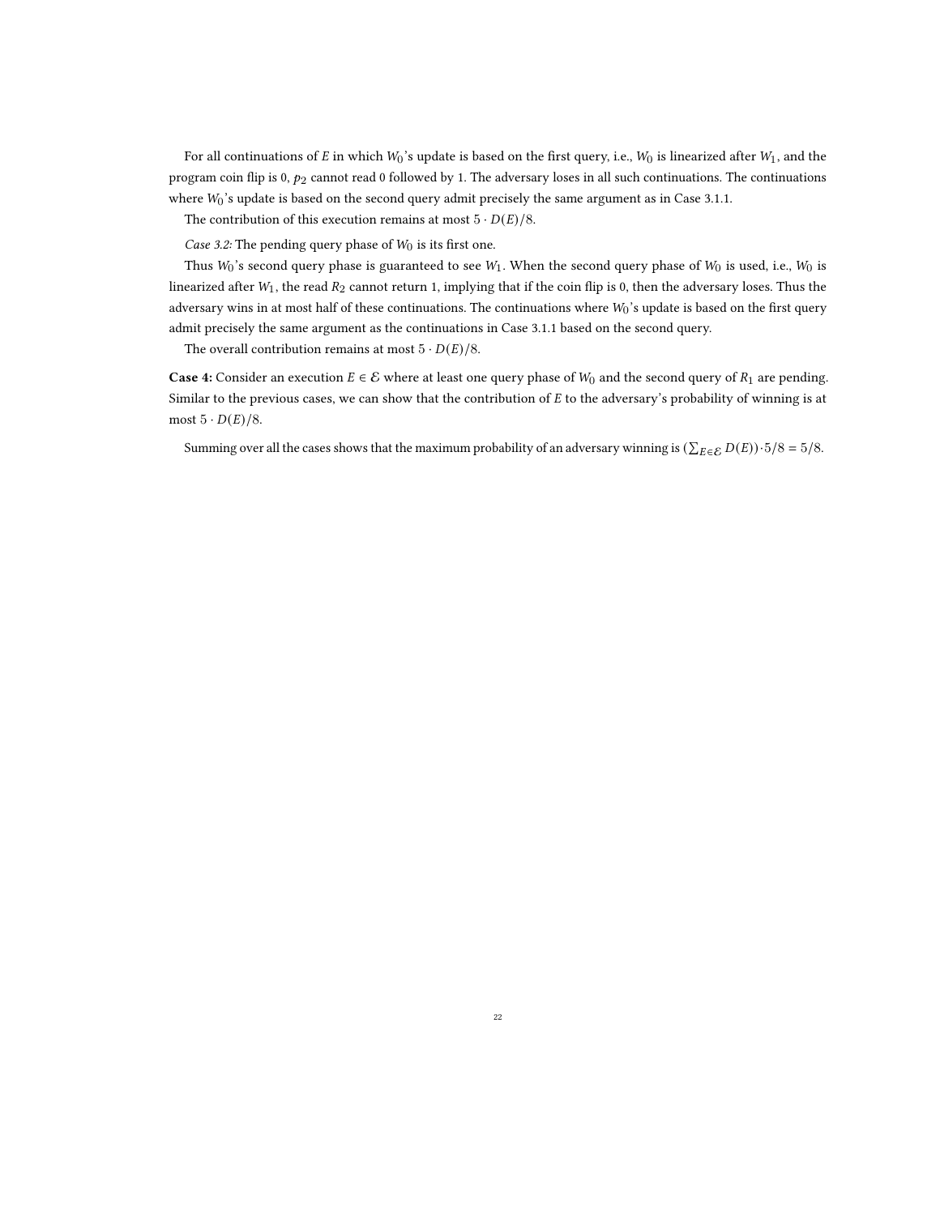For all continuations of $E$ in which $W_0$'s update is based on the first query, i.e., $W_0$ is linearized after $W_1$, and the program coin flip is 0, $p_2$ cannot read 0 followed by 1. The adversary loses in all such continuations. The continuations where $W_0$'s update is based on the second query admit precisely the same argument as in Case 3.1.1.

The contribution of this execution remains at most $5 \cdot D(E)/8$.

*Case 3.2:* The pending query phase of $W_0$ is its first one.

Thus $W_0$'s second query phase is guaranteed to see $W_1$. When the second query phase of $W_0$ is used, i.e., $W_0$ is linearized after $W_1$, the read $R_2$ cannot return 1, implying that if the coin flip is 0, then the adversary loses. Thus the adversary wins in at most half of these continuations. The continuations where $W_0$'s update is based on the first query admit precisely the same argument as the continuations in Case 3.1.1 based on the second query.

The overall contribution remains at most $5 \cdot D(E)/8$.

**Case 4:** Consider an execution $E \in \mathcal{E}$ where at least one query phase of $W_0$ and the second query of $R_1$ are pending. Similar to the previous cases, we can show that the contribution of $E$ to the adversary's probability of winning is at most $5 \cdot D(E)/8$.

Summing over all the cases shows that the maximum probability of an adversary winning is $(\sum_{E \in \mathcal{E}} D(E)) \cdot 5/8 = 5/8$.